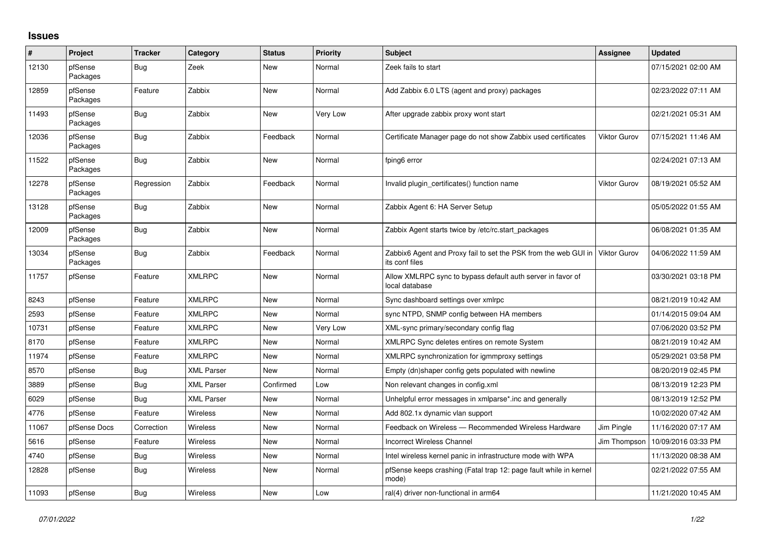## Issues

| # | Project | Tracker | Category | Status | Priority | Subject | Assignee | Updated |
|---|---|---|---|---|---|---|---|---|
| 12130 | pfSense Packages | Bug | Zeek | New | Normal | Zeek fails to start | | 07/15/2021 02:00 AM |
| 12859 | pfSense Packages | Feature | Zabbix | New | Normal | Add Zabbix 6.0 LTS (agent and proxy) packages | | 02/23/2022 07:11 AM |
| 11493 | pfSense Packages | Bug | Zabbix | New | Very Low | After upgrade zabbix proxy wont start | | 02/21/2021 05:31 AM |
| 12036 | pfSense Packages | Bug | Zabbix | Feedback | Normal | Certificate Manager page do not show Zabbix used certificates | Viktor Gurov | 07/15/2021 11:46 AM |
| 11522 | pfSense Packages | Bug | Zabbix | New | Normal | fping6 error | | 02/24/2021 07:13 AM |
| 12278 | pfSense Packages | Regression | Zabbix | Feedback | Normal | Invalid plugin_certificates() function name | Viktor Gurov | 08/19/2021 05:52 AM |
| 13128 | pfSense Packages | Bug | Zabbix | New | Normal | Zabbix Agent 6: HA Server Setup | | 05/05/2022 01:55 AM |
| 12009 | pfSense Packages | Bug | Zabbix | New | Normal | Zabbix Agent starts twice by /etc/rc.start_packages | | 06/08/2021 01:35 AM |
| 13034 | pfSense Packages | Bug | Zabbix | Feedback | Normal | Zabbix6 Agent and Proxy fail to set the PSK from the web GUI in its conf files | Viktor Gurov | 04/06/2022 11:59 AM |
| 11757 | pfSense | Feature | XMLRPC | New | Normal | Allow XMLRPC sync to bypass default auth server in favor of local database | | 03/30/2021 03:18 PM |
| 8243 | pfSense | Feature | XMLRPC | New | Normal | Sync dashboard settings over xmlrpc | | 08/21/2019 10:42 AM |
| 2593 | pfSense | Feature | XMLRPC | New | Normal | sync NTPD, SNMP config between HA members | | 01/14/2015 09:04 AM |
| 10731 | pfSense | Feature | XMLRPC | New | Very Low | XML-sync primary/secondary config flag | | 07/06/2020 03:52 PM |
| 8170 | pfSense | Feature | XMLRPC | New | Normal | XMLRPC Sync deletes entires on remote System | | 08/21/2019 10:42 AM |
| 11974 | pfSense | Feature | XMLRPC | New | Normal | XMLRPC synchronization for igmmproxy settings | | 05/29/2021 03:58 PM |
| 8570 | pfSense | Bug | XML Parser | New | Normal | Empty (dn)shaper config gets populated with newline | | 08/20/2019 02:45 PM |
| 3889 | pfSense | Bug | XML Parser | Confirmed | Low | Non relevant changes in config.xml | | 08/13/2019 12:23 PM |
| 6029 | pfSense | Bug | XML Parser | New | Normal | Unhelpful error messages in xmlparse*.inc and generally | | 08/13/2019 12:52 PM |
| 4776 | pfSense | Feature | Wireless | New | Normal | Add 802.1x dynamic vlan support | | 10/02/2020 07:42 AM |
| 11067 | pfSense Docs | Correction | Wireless | New | Normal | Feedback on Wireless — Recommended Wireless Hardware | Jim Pingle | 11/16/2020 07:17 AM |
| 5616 | pfSense | Feature | Wireless | New | Normal | Incorrect Wireless Channel | Jim Thompson | 10/09/2016 03:33 PM |
| 4740 | pfSense | Bug | Wireless | New | Normal | Intel wireless kernel panic in infrastructure mode with WPA | | 11/13/2020 08:38 AM |
| 12828 | pfSense | Bug | Wireless | New | Normal | pfSense keeps crashing (Fatal trap 12: page fault while in kernel mode) | | 02/21/2022 07:55 AM |
| 11093 | pfSense | Bug | Wireless | New | Low | ral(4) driver non-functional in arm64 | | 11/21/2020 10:45 AM |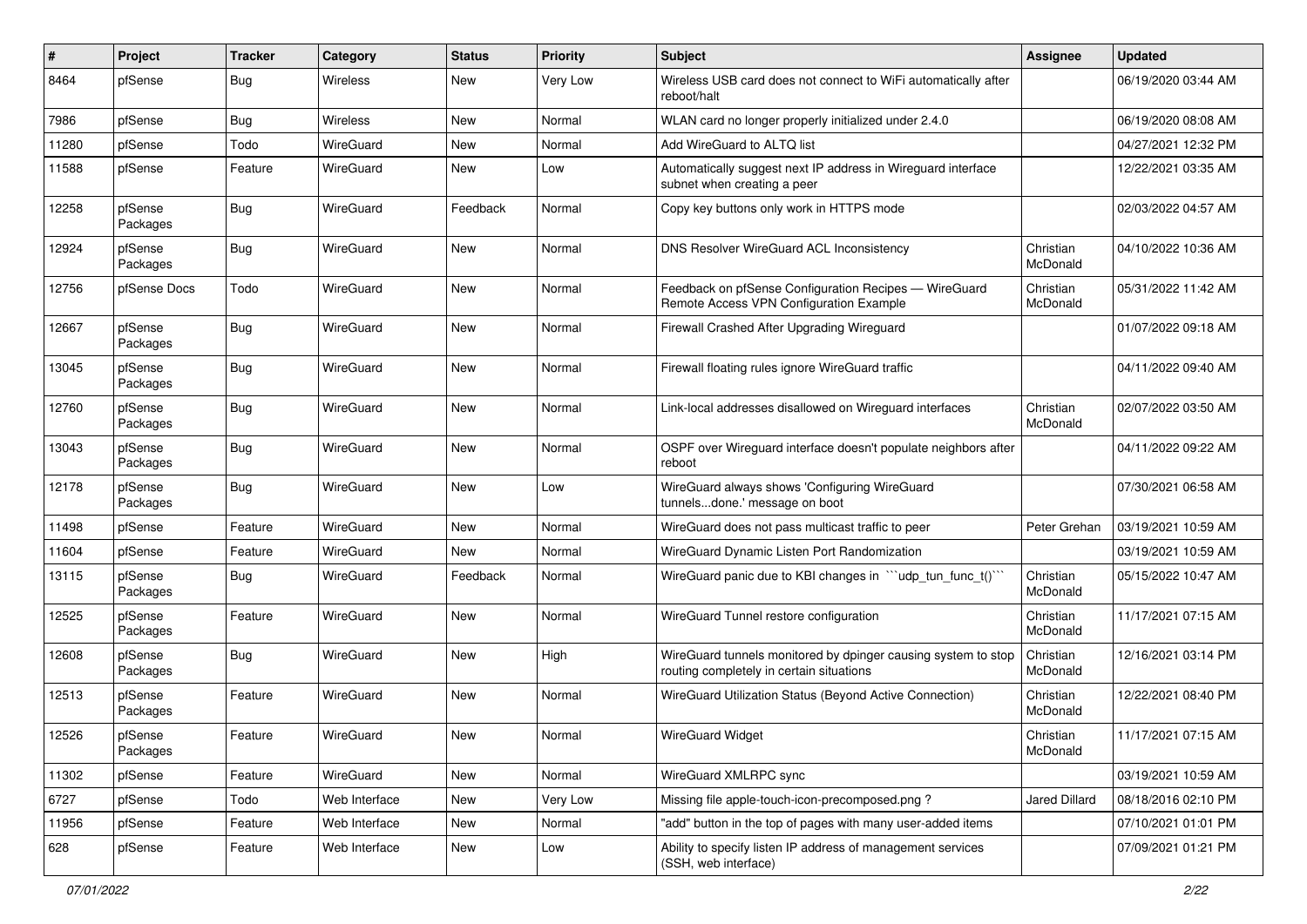| # | Project | Tracker | Category | Status | Priority | Subject | Assignee | Updated |
|---|---|---|---|---|---|---|---|---|
| 8464 | pfSense | Bug | Wireless | New | Very Low | Wireless USB card does not connect to WiFi automatically after reboot/halt | | 06/19/2020 03:44 AM |
| 7986 | pfSense | Bug | Wireless | New | Normal | WLAN card no longer properly initialized under 2.4.0 | | 06/19/2020 08:08 AM |
| 11280 | pfSense | Todo | WireGuard | New | Normal | Add WireGuard to ALTQ list | | 04/27/2021 12:32 PM |
| 11588 | pfSense | Feature | WireGuard | New | Low | Automatically suggest next IP address in Wireguard interface subnet when creating a peer | | 12/22/2021 03:35 AM |
| 12258 | pfSense Packages | Bug | WireGuard | Feedback | Normal | Copy key buttons only work in HTTPS mode | | 02/03/2022 04:57 AM |
| 12924 | pfSense Packages | Bug | WireGuard | New | Normal | DNS Resolver WireGuard ACL Inconsistency | Christian McDonald | 04/10/2022 10:36 AM |
| 12756 | pfSense Docs | Todo | WireGuard | New | Normal | Feedback on pfSense Configuration Recipes — WireGuard Remote Access VPN Configuration Example | Christian McDonald | 05/31/2022 11:42 AM |
| 12667 | pfSense Packages | Bug | WireGuard | New | Normal | Firewall Crashed After Upgrading Wireguard | | 01/07/2022 09:18 AM |
| 13045 | pfSense Packages | Bug | WireGuard | New | Normal | Firewall floating rules ignore WireGuard traffic | | 04/11/2022 09:40 AM |
| 12760 | pfSense Packages | Bug | WireGuard | New | Normal | Link-local addresses disallowed on Wireguard interfaces | Christian McDonald | 02/07/2022 03:50 AM |
| 13043 | pfSense Packages | Bug | WireGuard | New | Normal | OSPF over Wireguard interface doesn't populate neighbors after reboot | | 04/11/2022 09:22 AM |
| 12178 | pfSense Packages | Bug | WireGuard | New | Low | WireGuard always shows 'Configuring WireGuard tunnels...done.' message on boot | | 07/30/2021 06:58 AM |
| 11498 | pfSense | Feature | WireGuard | New | Normal | WireGuard does not pass multicast traffic to peer | Peter Grehan | 03/19/2021 10:59 AM |
| 11604 | pfSense | Feature | WireGuard | New | Normal | WireGuard Dynamic Listen Port Randomization | | 03/19/2021 10:59 AM |
| 13115 | pfSense Packages | Bug | WireGuard | Feedback | Normal | WireGuard panic due to KBI changes in ```udp_tun_func_t()``` | Christian McDonald | 05/15/2022 10:47 AM |
| 12525 | pfSense Packages | Feature | WireGuard | New | Normal | WireGuard Tunnel restore configuration | Christian McDonald | 11/17/2021 07:15 AM |
| 12608 | pfSense Packages | Bug | WireGuard | New | High | WireGuard tunnels monitored by dpinger causing system to stop routing completely in certain situations | Christian McDonald | 12/16/2021 03:14 PM |
| 12513 | pfSense Packages | Feature | WireGuard | New | Normal | WireGuard Utilization Status (Beyond Active Connection) | Christian McDonald | 12/22/2021 08:40 PM |
| 12526 | pfSense Packages | Feature | WireGuard | New | Normal | WireGuard Widget | Christian McDonald | 11/17/2021 07:15 AM |
| 11302 | pfSense | Feature | WireGuard | New | Normal | WireGuard XMLRPC sync | | 03/19/2021 10:59 AM |
| 6727 | pfSense | Todo | Web Interface | New | Very Low | Missing file apple-touch-icon-precomposed.png ? | Jared Dillard | 08/18/2016 02:10 PM |
| 11956 | pfSense | Feature | Web Interface | New | Normal | "add" button in the top of pages with many user-added items | | 07/10/2021 01:01 PM |
| 628 | pfSense | Feature | Web Interface | New | Low | Ability to specify listen IP address of management services (SSH, web interface) | | 07/09/2021 01:21 PM |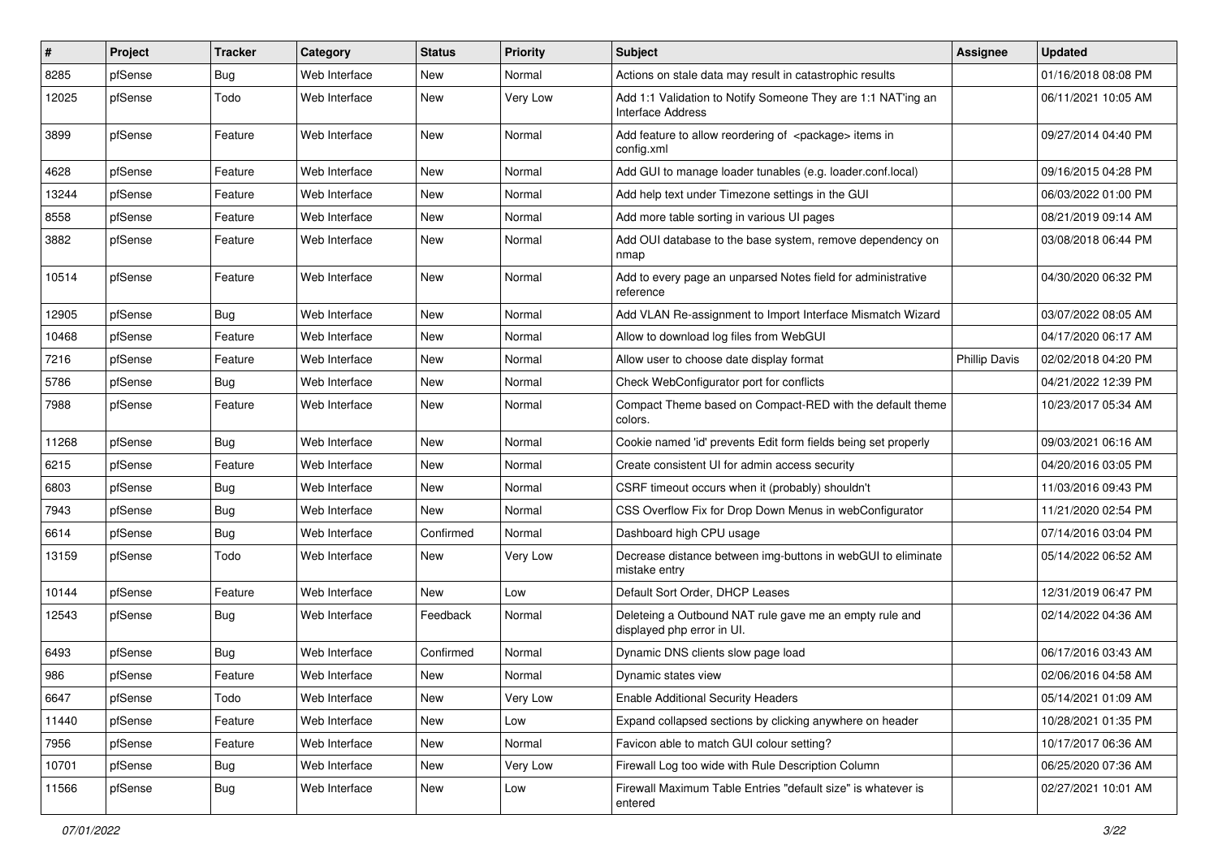| # | Project | Tracker | Category | Status | Priority | Subject | Assignee | Updated |
|---|---|---|---|---|---|---|---|---|
| 8285 | pfSense | Bug | Web Interface | New | Normal | Actions on stale data may result in catastrophic results | | 01/16/2018 08:08 PM |
| 12025 | pfSense | Todo | Web Interface | New | Very Low | Add 1:1 Validation to Notify Someone They are 1:1 NAT'ing an Interface Address | | 06/11/2021 10:05 AM |
| 3899 | pfSense | Feature | Web Interface | New | Normal | Add feature to allow reordering of <package> items in config.xml | | 09/27/2014 04:40 PM |
| 4628 | pfSense | Feature | Web Interface | New | Normal | Add GUI to manage loader tunables (e.g. loader.conf.local) | | 09/16/2015 04:28 PM |
| 13244 | pfSense | Feature | Web Interface | New | Normal | Add help text under Timezone settings in the GUI | | 06/03/2022 01:00 PM |
| 8558 | pfSense | Feature | Web Interface | New | Normal | Add more table sorting in various UI pages | | 08/21/2019 09:14 AM |
| 3882 | pfSense | Feature | Web Interface | New | Normal | Add OUI database to the base system, remove dependency on nmap | | 03/08/2018 06:44 PM |
| 10514 | pfSense | Feature | Web Interface | New | Normal | Add to every page an unparsed Notes field for administrative reference | | 04/30/2020 06:32 PM |
| 12905 | pfSense | Bug | Web Interface | New | Normal | Add VLAN Re-assignment to Import Interface Mismatch Wizard | | 03/07/2022 08:05 AM |
| 10468 | pfSense | Feature | Web Interface | New | Normal | Allow to download log files from WebGUI | | 04/17/2020 06:17 AM |
| 7216 | pfSense | Feature | Web Interface | New | Normal | Allow user to choose date display format | Phillip Davis | 02/02/2018 04:20 PM |
| 5786 | pfSense | Bug | Web Interface | New | Normal | Check WebConfigurator port for conflicts | | 04/21/2022 12:39 PM |
| 7988 | pfSense | Feature | Web Interface | New | Normal | Compact Theme based on Compact-RED with the default theme colors. | | 10/23/2017 05:34 AM |
| 11268 | pfSense | Bug | Web Interface | New | Normal | Cookie named 'id' prevents Edit form fields being set properly | | 09/03/2021 06:16 AM |
| 6215 | pfSense | Feature | Web Interface | New | Normal | Create consistent UI for admin access security | | 04/20/2016 03:05 PM |
| 6803 | pfSense | Bug | Web Interface | New | Normal | CSRF timeout occurs when it (probably) shouldn't | | 11/03/2016 09:43 PM |
| 7943 | pfSense | Bug | Web Interface | New | Normal | CSS Overflow Fix for Drop Down Menus in webConfigurator | | 11/21/2020 02:54 PM |
| 6614 | pfSense | Bug | Web Interface | Confirmed | Normal | Dashboard high CPU usage | | 07/14/2016 03:04 PM |
| 13159 | pfSense | Todo | Web Interface | New | Very Low | Decrease distance between img-buttons in webGUI to eliminate mistake entry | | 05/14/2022 06:52 AM |
| 10144 | pfSense | Feature | Web Interface | New | Low | Default Sort Order, DHCP Leases | | 12/31/2019 06:47 PM |
| 12543 | pfSense | Bug | Web Interface | Feedback | Normal | Deleteing a Outbound NAT rule gave me an empty rule and displayed php error in UI. | | 02/14/2022 04:36 AM |
| 6493 | pfSense | Bug | Web Interface | Confirmed | Normal | Dynamic DNS clients slow page load | | 06/17/2016 03:43 AM |
| 986 | pfSense | Feature | Web Interface | New | Normal | Dynamic states view | | 02/06/2016 04:58 AM |
| 6647 | pfSense | Todo | Web Interface | New | Very Low | Enable Additional Security Headers | | 05/14/2021 01:09 AM |
| 11440 | pfSense | Feature | Web Interface | New | Low | Expand collapsed sections by clicking anywhere on header | | 10/28/2021 01:35 PM |
| 7956 | pfSense | Feature | Web Interface | New | Normal | Favicon able to match GUI colour setting? | | 10/17/2017 06:36 AM |
| 10701 | pfSense | Bug | Web Interface | New | Very Low | Firewall Log too wide with Rule Description Column | | 06/25/2020 07:36 AM |
| 11566 | pfSense | Bug | Web Interface | New | Low | Firewall Maximum Table Entries "default size" is whatever is entered | | 02/27/2021 10:01 AM |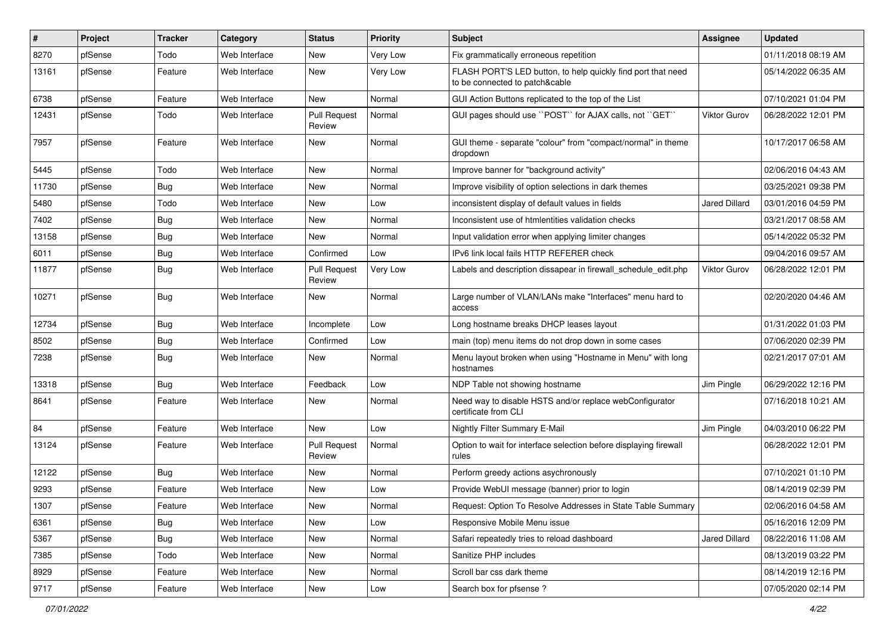| # | Project | Tracker | Category | Status | Priority | Subject | Assignee | Updated |
|---|---|---|---|---|---|---|---|---|
| 8270 | pfSense | Todo | Web Interface | New | Very Low | Fix grammatically erroneous repetition | | 01/11/2018 08:19 AM |
| 13161 | pfSense | Feature | Web Interface | New | Very Low | FLASH PORT'S LED button, to help quickly find port that need to be connected to patch&cable | | 05/14/2022 06:35 AM |
| 6738 | pfSense | Feature | Web Interface | New | Normal | GUI Action Buttons replicated to the top of the List | | 07/10/2021 01:04 PM |
| 12431 | pfSense | Todo | Web Interface | Pull Request Review | Normal | GUI pages should use ``POST`` for AJAX calls, not ``GET`` | Viktor Gurov | 06/28/2022 12:01 PM |
| 7957 | pfSense | Feature | Web Interface | New | Normal | GUI theme - separate "colour" from "compact/normal" in theme dropdown | | 10/17/2017 06:58 AM |
| 5445 | pfSense | Todo | Web Interface | New | Normal | Improve banner for "background activity" | | 02/06/2016 04:43 AM |
| 11730 | pfSense | Bug | Web Interface | New | Normal | Improve visibility of option selections in dark themes | | 03/25/2021 09:38 PM |
| 5480 | pfSense | Todo | Web Interface | New | Low | inconsistent display of default values in fields | Jared Dillard | 03/01/2016 04:59 PM |
| 7402 | pfSense | Bug | Web Interface | New | Normal | Inconsistent use of htmlentities validation checks | | 03/21/2017 08:58 AM |
| 13158 | pfSense | Bug | Web Interface | New | Normal | Input validation error when applying limiter changes | | 05/14/2022 05:32 PM |
| 6011 | pfSense | Bug | Web Interface | Confirmed | Low | IPv6 link local fails HTTP REFERER check | | 09/04/2016 09:57 AM |
| 11877 | pfSense | Bug | Web Interface | Pull Request Review | Very Low | Labels and description dissapear in firewall_schedule_edit.php | Viktor Gurov | 06/28/2022 12:01 PM |
| 10271 | pfSense | Bug | Web Interface | New | Normal | Large number of VLAN/LANs make "Interfaces" menu hard to access | | 02/20/2020 04:46 AM |
| 12734 | pfSense | Bug | Web Interface | Incomplete | Low | Long hostname breaks DHCP leases layout | | 01/31/2022 01:03 PM |
| 8502 | pfSense | Bug | Web Interface | Confirmed | Low | main (top) menu items do not drop down in some cases | | 07/06/2020 02:39 PM |
| 7238 | pfSense | Bug | Web Interface | New | Normal | Menu layout broken when using "Hostname in Menu" with long hostnames | | 02/21/2017 07:01 AM |
| 13318 | pfSense | Bug | Web Interface | Feedback | Low | NDP Table not showing hostname | Jim Pingle | 06/29/2022 12:16 PM |
| 8641 | pfSense | Feature | Web Interface | New | Normal | Need way to disable HSTS and/or replace webConfigurator certificate from CLI | | 07/16/2018 10:21 AM |
| 84 | pfSense | Feature | Web Interface | New | Low | Nightly Filter Summary E-Mail | Jim Pingle | 04/03/2010 06:22 PM |
| 13124 | pfSense | Feature | Web Interface | Pull Request Review | Normal | Option to wait for interface selection before displaying firewall rules | | 06/28/2022 12:01 PM |
| 12122 | pfSense | Bug | Web Interface | New | Normal | Perform greedy actions asychronously | | 07/10/2021 01:10 PM |
| 9293 | pfSense | Feature | Web Interface | New | Low | Provide WebUI message (banner) prior to login | | 08/14/2019 02:39 PM |
| 1307 | pfSense | Feature | Web Interface | New | Normal | Request: Option To Resolve Addresses in State Table Summary | | 02/06/2016 04:58 AM |
| 6361 | pfSense | Bug | Web Interface | New | Low | Responsive Mobile Menu issue | | 05/16/2016 12:09 PM |
| 5367 | pfSense | Bug | Web Interface | New | Normal | Safari repeatedly tries to reload dashboard | Jared Dillard | 08/22/2016 11:08 AM |
| 7385 | pfSense | Todo | Web Interface | New | Normal | Sanitize PHP includes | | 08/13/2019 03:22 PM |
| 8929 | pfSense | Feature | Web Interface | New | Normal | Scroll bar css dark theme | | 08/14/2019 12:16 PM |
| 9717 | pfSense | Feature | Web Interface | New | Low | Search box for pfsense ? | | 07/05/2020 02:14 PM |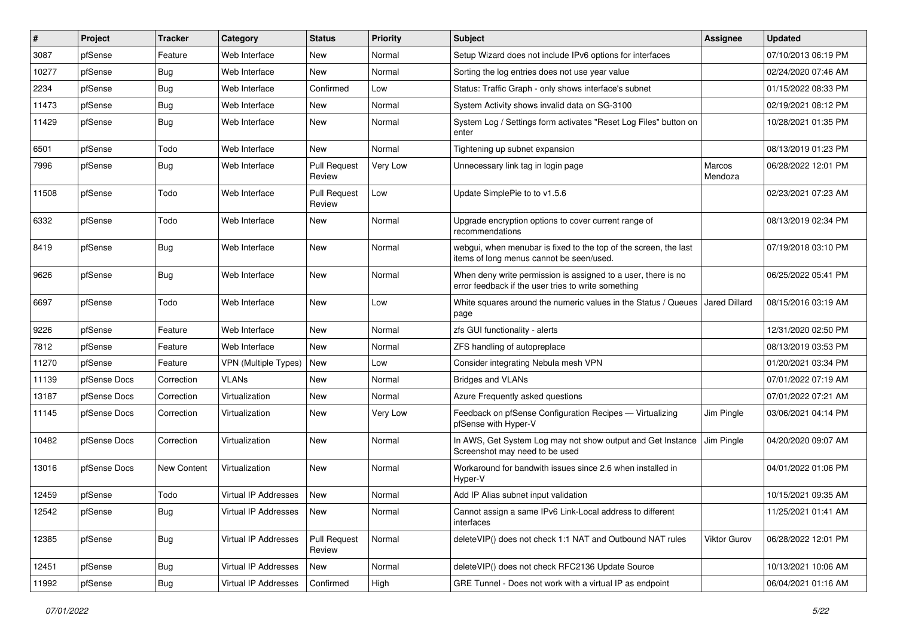| # | Project | Tracker | Category | Status | Priority | Subject | Assignee | Updated |
|---|---|---|---|---|---|---|---|---|
| 3087 | pfSense | Feature | Web Interface | New | Normal | Setup Wizard does not include IPv6 options for interfaces | | 07/10/2013 06:19 PM |
| 10277 | pfSense | Bug | Web Interface | New | Normal | Sorting the log entries does not use year value | | 02/24/2020 07:46 AM |
| 2234 | pfSense | Bug | Web Interface | Confirmed | Low | Status: Traffic Graph - only shows interface's subnet | | 01/15/2022 08:33 PM |
| 11473 | pfSense | Bug | Web Interface | New | Normal | System Activity shows invalid data on SG-3100 | | 02/19/2021 08:12 PM |
| 11429 | pfSense | Bug | Web Interface | New | Normal | System Log / Settings form activates "Reset Log Files" button on enter | | 10/28/2021 01:35 PM |
| 6501 | pfSense | Todo | Web Interface | New | Normal | Tightening up subnet expansion | | 08/13/2019 01:23 PM |
| 7996 | pfSense | Bug | Web Interface | Pull Request Review | Very Low | Unnecessary link tag in login page | Marcos Mendoza | 06/28/2022 12:01 PM |
| 11508 | pfSense | Todo | Web Interface | Pull Request Review | Low | Update SimplePie to to v1.5.6 | | 02/23/2021 07:23 AM |
| 6332 | pfSense | Todo | Web Interface | New | Normal | Upgrade encryption options to cover current range of recommendations | | 08/13/2019 02:34 PM |
| 8419 | pfSense | Bug | Web Interface | New | Normal | webgui, when menubar is fixed to the top of the screen, the last items of long menus cannot be seen/used. | | 07/19/2018 03:10 PM |
| 9626 | pfSense | Bug | Web Interface | New | Normal | When deny write permission is assigned to a user, there is no error feedback if the user tries to write something | | 06/25/2022 05:41 PM |
| 6697 | pfSense | Todo | Web Interface | New | Low | White squares around the numeric values in the Status / Queues page | Jared Dillard | 08/15/2016 03:19 AM |
| 9226 | pfSense | Feature | Web Interface | New | Normal | zfs GUI functionality - alerts | | 12/31/2020 02:50 PM |
| 7812 | pfSense | Feature | Web Interface | New | Normal | ZFS handling of autopreplace | | 08/13/2019 03:53 PM |
| 11270 | pfSense | Feature | VPN (Multiple Types) | New | Low | Consider integrating Nebula mesh VPN | | 01/20/2021 03:34 PM |
| 11139 | pfSense Docs | Correction | VLANs | New | Normal | Bridges and VLANs | | 07/01/2022 07:19 AM |
| 13187 | pfSense Docs | Correction | Virtualization | New | Normal | Azure Frequently asked questions | | 07/01/2022 07:21 AM |
| 11145 | pfSense Docs | Correction | Virtualization | New | Very Low | Feedback on pfSense Configuration Recipes — Virtualizing pfSense with Hyper-V | Jim Pingle | 03/06/2021 04:14 PM |
| 10482 | pfSense Docs | Correction | Virtualization | New | Normal | In AWS, Get System Log may not show output and Get Instance Screenshot may need to be used | Jim Pingle | 04/20/2020 09:07 AM |
| 13016 | pfSense Docs | New Content | Virtualization | New | Normal | Workaround for bandwith issues since 2.6 when installed in Hyper-V | | 04/01/2022 01:06 PM |
| 12459 | pfSense | Todo | Virtual IP Addresses | New | Normal | Add IP Alias subnet input validation | | 10/15/2021 09:35 AM |
| 12542 | pfSense | Bug | Virtual IP Addresses | New | Normal | Cannot assign a same IPv6 Link-Local address to different interfaces | | 11/25/2021 01:41 AM |
| 12385 | pfSense | Bug | Virtual IP Addresses | Pull Request Review | Normal | deleteVIP() does not check 1:1 NAT and Outbound NAT rules | Viktor Gurov | 06/28/2022 12:01 PM |
| 12451 | pfSense | Bug | Virtual IP Addresses | New | Normal | deleteVIP() does not check RFC2136 Update Source | | 10/13/2021 10:06 AM |
| 11992 | pfSense | Bug | Virtual IP Addresses | Confirmed | High | GRE Tunnel - Does not work with a virtual IP as endpoint | | 06/04/2021 01:16 AM |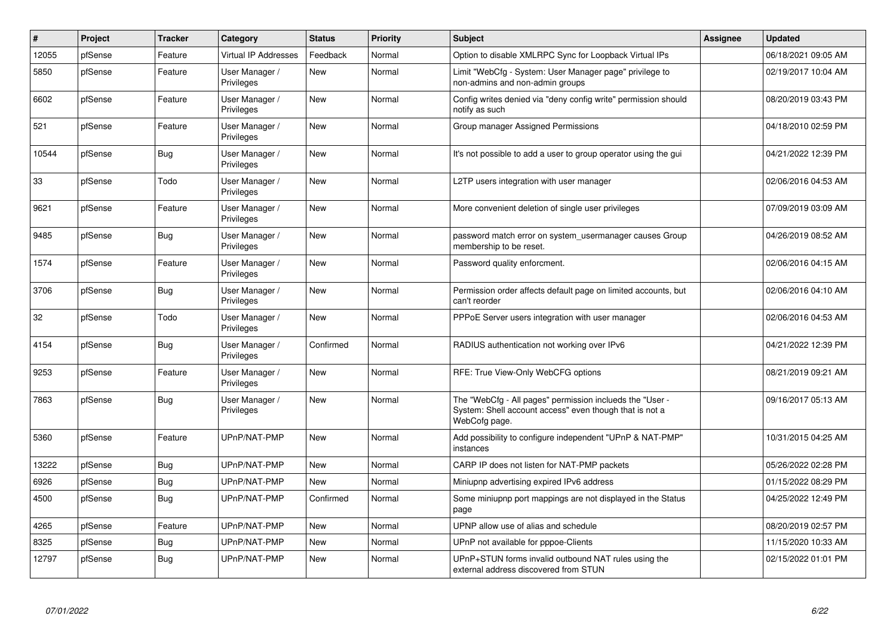| # | Project | Tracker | Category | Status | Priority | Subject | Assignee | Updated |
|---|---|---|---|---|---|---|---|---|
| 12055 | pfSense | Feature | Virtual IP Addresses | Feedback | Normal | Option to disable XMLRPC Sync for Loopback Virtual IPs | | 06/18/2021 09:05 AM |
| 5850 | pfSense | Feature | User Manager / Privileges | New | Normal | Limit "WebCfg - System: User Manager page" privilege to non-admins and non-admin groups | | 02/19/2017 10:04 AM |
| 6602 | pfSense | Feature | User Manager / Privileges | New | Normal | Config writes denied via "deny config write" permission should notify as such | | 08/20/2019 03:43 PM |
| 521 | pfSense | Feature | User Manager / Privileges | New | Normal | Group manager Assigned Permissions | | 04/18/2010 02:59 PM |
| 10544 | pfSense | Bug | User Manager / Privileges | New | Normal | It's not possible to add a user to group operator using the gui | | 04/21/2022 12:39 PM |
| 33 | pfSense | Todo | User Manager / Privileges | New | Normal | L2TP users integration with user manager | | 02/06/2016 04:53 AM |
| 9621 | pfSense | Feature | User Manager / Privileges | New | Normal | More convenient deletion of single user privileges | | 07/09/2019 03:09 AM |
| 9485 | pfSense | Bug | User Manager / Privileges | New | Normal | password match error on system_usermanager causes Group membership to be reset. | | 04/26/2019 08:52 AM |
| 1574 | pfSense | Feature | User Manager / Privileges | New | Normal | Password quality enforcment. | | 02/06/2016 04:15 AM |
| 3706 | pfSense | Bug | User Manager / Privileges | New | Normal | Permission order affects default page on limited accounts, but can't reorder | | 02/06/2016 04:10 AM |
| 32 | pfSense | Todo | User Manager / Privileges | New | Normal | PPPoE Server users integration with user manager | | 02/06/2016 04:53 AM |
| 4154 | pfSense | Bug | User Manager / Privileges | Confirmed | Normal | RADIUS authentication not working over IPv6 | | 04/21/2022 12:39 PM |
| 9253 | pfSense | Feature | User Manager / Privileges | New | Normal | RFE: True View-Only WebCFG options | | 08/21/2019 09:21 AM |
| 7863 | pfSense | Bug | User Manager / Privileges | New | Normal | The "WebCfg - All pages" permission inclueds the "User - System: Shell account access" even though that is not a WebCofg page. | | 09/16/2017 05:13 AM |
| 5360 | pfSense | Feature | UPnP/NAT-PMP | New | Normal | Add possibility to configure independent "UPnP & NAT-PMP" instances | | 10/31/2015 04:25 AM |
| 13222 | pfSense | Bug | UPnP/NAT-PMP | New | Normal | CARP IP does not listen for NAT-PMP packets | | 05/26/2022 02:28 PM |
| 6926 | pfSense | Bug | UPnP/NAT-PMP | New | Normal | Miniupnp advertising expired IPv6 address | | 01/15/2022 08:29 PM |
| 4500 | pfSense | Bug | UPnP/NAT-PMP | Confirmed | Normal | Some miniupnp port mappings are not displayed in the Status page | | 04/25/2022 12:49 PM |
| 4265 | pfSense | Feature | UPnP/NAT-PMP | New | Normal | UPNP allow use of alias and schedule | | 08/20/2019 02:57 PM |
| 8325 | pfSense | Bug | UPnP/NAT-PMP | New | Normal | UPnP not available for pppoe-Clients | | 11/15/2020 10:33 AM |
| 12797 | pfSense | Bug | UPnP/NAT-PMP | New | Normal | UPnP+STUN forms invalid outbound NAT rules using the external address discovered from STUN | | 02/15/2022 01:01 PM |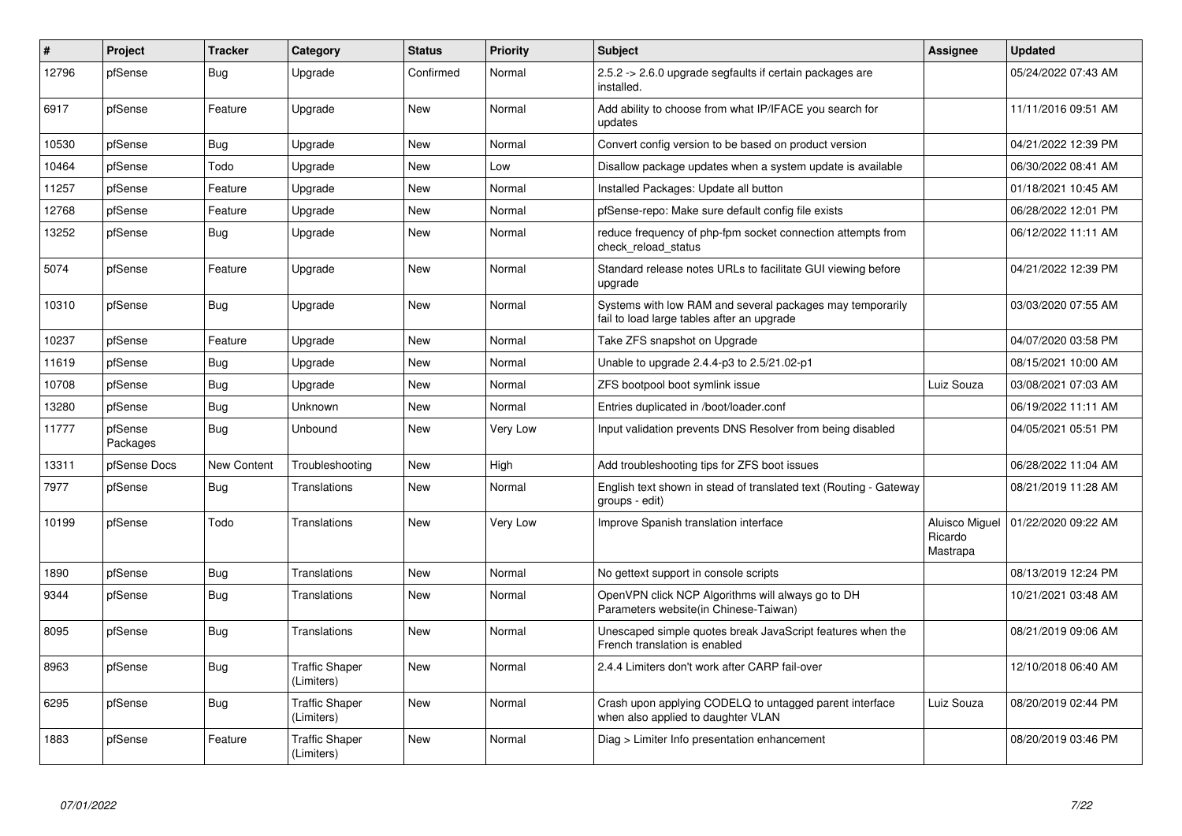| # | Project | Tracker | Category | Status | Priority | Subject | Assignee | Updated |
|---|---|---|---|---|---|---|---|---|
| 12796 | pfSense | Bug | Upgrade | Confirmed | Normal | 2.5.2 -> 2.6.0 upgrade segfaults if certain packages are installed. | | 05/24/2022 07:43 AM |
| 6917 | pfSense | Feature | Upgrade | New | Normal | Add ability to choose from what IP/IFACE you search for updates | | 11/11/2016 09:51 AM |
| 10530 | pfSense | Bug | Upgrade | New | Normal | Convert config version to be based on product version | | 04/21/2022 12:39 PM |
| 10464 | pfSense | Todo | Upgrade | New | Low | Disallow package updates when a system update is available | | 06/30/2022 08:41 AM |
| 11257 | pfSense | Feature | Upgrade | New | Normal | Installed Packages: Update all button | | 01/18/2021 10:45 AM |
| 12768 | pfSense | Feature | Upgrade | New | Normal | pfSense-repo: Make sure default config file exists | | 06/28/2022 12:01 PM |
| 13252 | pfSense | Bug | Upgrade | New | Normal | reduce frequency of php-fpm socket connection attempts from check_reload_status | | 06/12/2022 11:11 AM |
| 5074 | pfSense | Feature | Upgrade | New | Normal | Standard release notes URLs to facilitate GUI viewing before upgrade | | 04/21/2022 12:39 PM |
| 10310 | pfSense | Bug | Upgrade | New | Normal | Systems with low RAM and several packages may temporarily fail to load large tables after an upgrade | | 03/03/2020 07:55 AM |
| 10237 | pfSense | Feature | Upgrade | New | Normal | Take ZFS snapshot on Upgrade | | 04/07/2020 03:58 PM |
| 11619 | pfSense | Bug | Upgrade | New | Normal | Unable to upgrade 2.4.4-p3 to 2.5/21.02-p1 | | 08/15/2021 10:00 AM |
| 10708 | pfSense | Bug | Upgrade | New | Normal | ZFS bootpool boot symlink issue | Luiz Souza | 03/08/2021 07:03 AM |
| 13280 | pfSense | Bug | Unknown | New | Normal | Entries duplicated in /boot/loader.conf | | 06/19/2022 11:11 AM |
| 11777 | pfSense Packages | Bug | Unbound | New | Very Low | Input validation prevents DNS Resolver from being disabled | | 04/05/2021 05:51 PM |
| 13311 | pfSense Docs | New Content | Troubleshooting | New | High | Add troubleshooting tips for ZFS boot issues | | 06/28/2022 11:04 AM |
| 7977 | pfSense | Bug | Translations | New | Normal | English text shown in stead of translated text (Routing - Gateway groups - edit) | | 08/21/2019 11:28 AM |
| 10199 | pfSense | Todo | Translations | New | Very Low | Improve Spanish translation interface | Aluisco Miguel Ricardo Mastrapa | 01/22/2020 09:22 AM |
| 1890 | pfSense | Bug | Translations | New | Normal | No gettext support in console scripts | | 08/13/2019 12:24 PM |
| 9344 | pfSense | Bug | Translations | New | Normal | OpenVPN click NCP Algorithms will always go to DH Parameters website(in Chinese-Taiwan) | | 10/21/2021 03:48 AM |
| 8095 | pfSense | Bug | Translations | New | Normal | Unescaped simple quotes break JavaScript features when the French translation is enabled | | 08/21/2019 09:06 AM |
| 8963 | pfSense | Bug | Traffic Shaper (Limiters) | New | Normal | 2.4.4 Limiters don't work after CARP fail-over | | 12/10/2018 06:40 AM |
| 6295 | pfSense | Bug | Traffic Shaper (Limiters) | New | Normal | Crash upon applying CODELQ to untagged parent interface when also applied to daughter VLAN | Luiz Souza | 08/20/2019 02:44 PM |
| 1883 | pfSense | Feature | Traffic Shaper (Limiters) | New | Normal | Diag > Limiter Info presentation enhancement | | 08/20/2019 03:46 PM |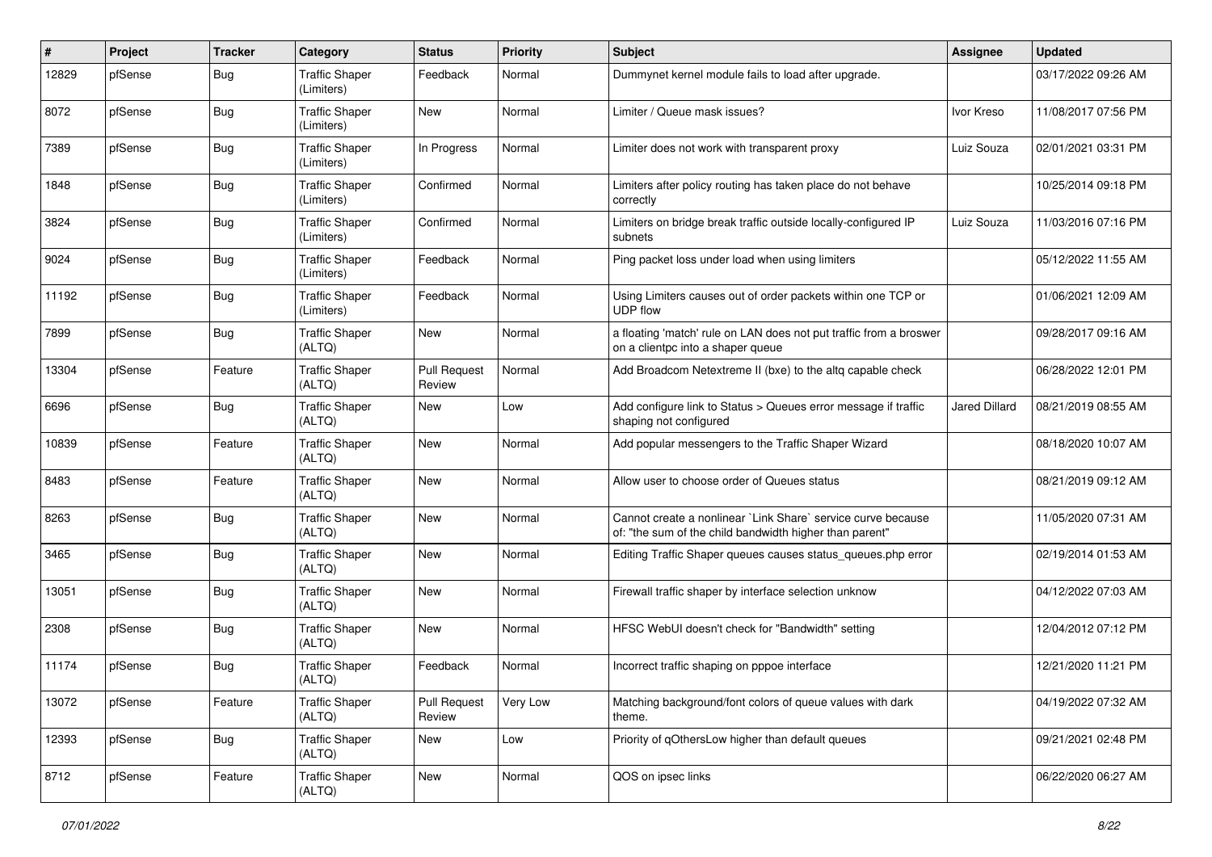| # | Project | Tracker | Category | Status | Priority | Subject | Assignee | Updated |
|---|---|---|---|---|---|---|---|---|
| 12829 | pfSense | Bug | Traffic Shaper (Limiters) | Feedback | Normal | Dummynet kernel module fails to load after upgrade. | | 03/17/2022 09:26 AM |
| 8072 | pfSense | Bug | Traffic Shaper (Limiters) | New | Normal | Limiter / Queue mask issues? | Ivor Kreso | 11/08/2017 07:56 PM |
| 7389 | pfSense | Bug | Traffic Shaper (Limiters) | In Progress | Normal | Limiter does not work with transparent proxy | Luiz Souza | 02/01/2021 03:31 PM |
| 1848 | pfSense | Bug | Traffic Shaper (Limiters) | Confirmed | Normal | Limiters after policy routing has taken place do not behave correctly | | 10/25/2014 09:18 PM |
| 3824 | pfSense | Bug | Traffic Shaper (Limiters) | Confirmed | Normal | Limiters on bridge break traffic outside locally-configured IP subnets | Luiz Souza | 11/03/2016 07:16 PM |
| 9024 | pfSense | Bug | Traffic Shaper (Limiters) | Feedback | Normal | Ping packet loss under load when using limiters | | 05/12/2022 11:55 AM |
| 11192 | pfSense | Bug | Traffic Shaper (Limiters) | Feedback | Normal | Using Limiters causes out of order packets within one TCP or UDP flow | | 01/06/2021 12:09 AM |
| 7899 | pfSense | Bug | Traffic Shaper (ALTQ) | New | Normal | a floating 'match' rule on LAN does not put traffic from a broswer on a clientpc into a shaper queue | | 09/28/2017 09:16 AM |
| 13304 | pfSense | Feature | Traffic Shaper (ALTQ) | Pull Request Review | Normal | Add Broadcom Netextreme II (bxe) to the altq capable check | | 06/28/2022 12:01 PM |
| 6696 | pfSense | Bug | Traffic Shaper (ALTQ) | New | Low | Add configure link to Status > Queues error message if traffic shaping not configured | Jared Dillard | 08/21/2019 08:55 AM |
| 10839 | pfSense | Feature | Traffic Shaper (ALTQ) | New | Normal | Add popular messengers to the Traffic Shaper Wizard | | 08/18/2020 10:07 AM |
| 8483 | pfSense | Feature | Traffic Shaper (ALTQ) | New | Normal | Allow user to choose order of Queues status | | 08/21/2019 09:12 AM |
| 8263 | pfSense | Bug | Traffic Shaper (ALTQ) | New | Normal | Cannot create a nonlinear `Link Share` service curve because of: "the sum of the child bandwidth higher than parent" | | 11/05/2020 07:31 AM |
| 3465 | pfSense | Bug | Traffic Shaper (ALTQ) | New | Normal | Editing Traffic Shaper queues causes status_queues.php error | | 02/19/2014 01:53 AM |
| 13051 | pfSense | Bug | Traffic Shaper (ALTQ) | New | Normal | Firewall traffic shaper by interface selection unknow | | 04/12/2022 07:03 AM |
| 2308 | pfSense | Bug | Traffic Shaper (ALTQ) | New | Normal | HFSC WebUI doesn't check for "Bandwidth" setting | | 12/04/2012 07:12 PM |
| 11174 | pfSense | Bug | Traffic Shaper (ALTQ) | Feedback | Normal | Incorrect traffic shaping on pppoe interface | | 12/21/2020 11:21 PM |
| 13072 | pfSense | Feature | Traffic Shaper (ALTQ) | Pull Request Review | Very Low | Matching background/font colors of queue values with dark theme. | | 04/19/2022 07:32 AM |
| 12393 | pfSense | Bug | Traffic Shaper (ALTQ) | New | Low | Priority of qOthersLow higher than default queues | | 09/21/2021 02:48 PM |
| 8712 | pfSense | Feature | Traffic Shaper (ALTQ) | New | Normal | QOS on ipsec links | | 06/22/2020 06:27 AM |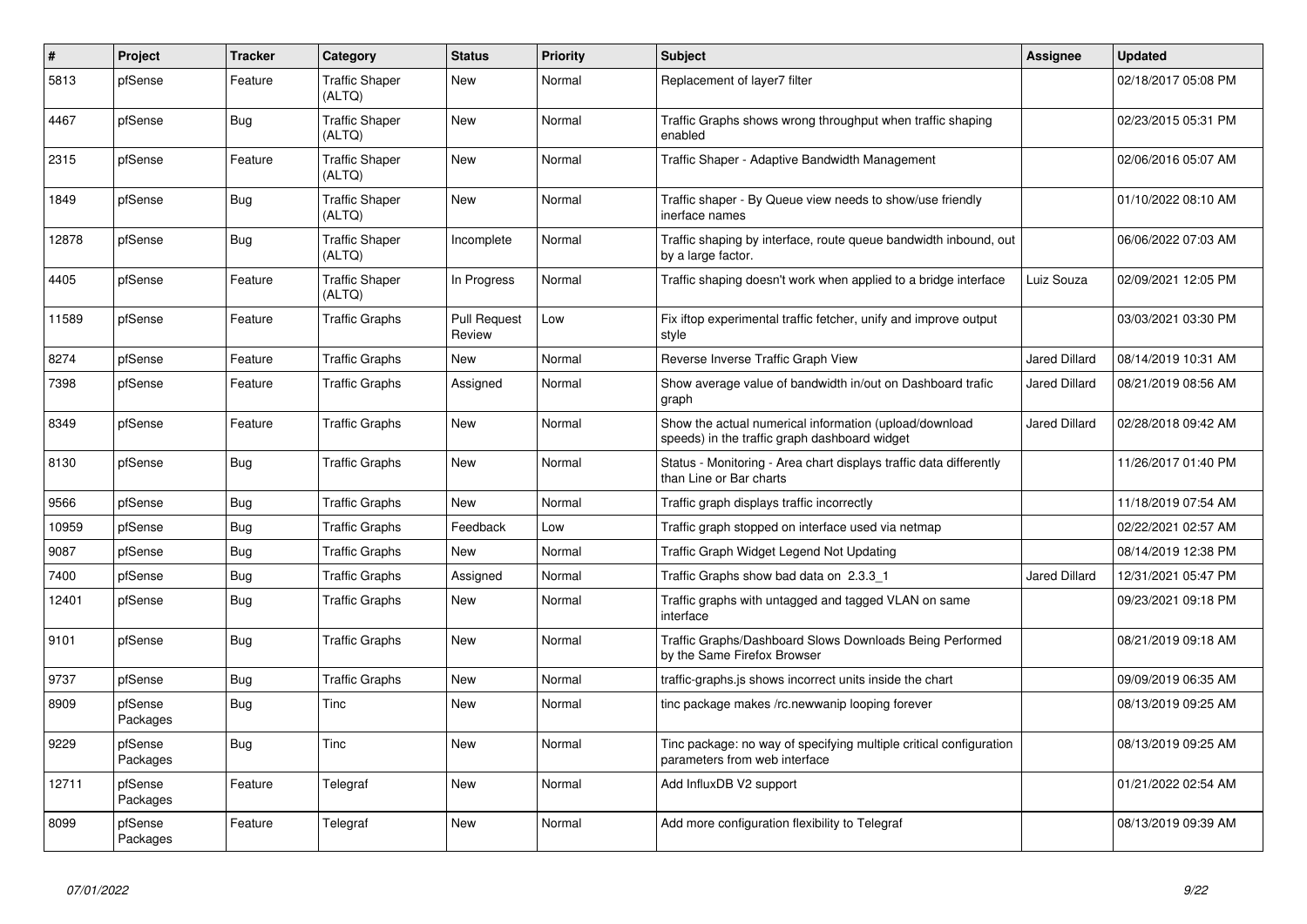| # | Project | Tracker | Category | Status | Priority | Subject | Assignee | Updated |
|---|---|---|---|---|---|---|---|---|
| 5813 | pfSense | Feature | Traffic Shaper (ALTQ) | New | Normal | Replacement of layer7 filter | | 02/18/2017 05:08 PM |
| 4467 | pfSense | Bug | Traffic Shaper (ALTQ) | New | Normal | Traffic Graphs shows wrong throughput when traffic shaping enabled | | 02/23/2015 05:31 PM |
| 2315 | pfSense | Feature | Traffic Shaper (ALTQ) | New | Normal | Traffic Shaper - Adaptive Bandwidth Management | | 02/06/2016 05:07 AM |
| 1849 | pfSense | Bug | Traffic Shaper (ALTQ) | New | Normal | Traffic shaper - By Queue view needs to show/use friendly inerface names | | 01/10/2022 08:10 AM |
| 12878 | pfSense | Bug | Traffic Shaper (ALTQ) | Incomplete | Normal | Traffic shaping by interface, route queue bandwidth inbound, out by a large factor. | | 06/06/2022 07:03 AM |
| 4405 | pfSense | Feature | Traffic Shaper (ALTQ) | In Progress | Normal | Traffic shaping doesn't work when applied to a bridge interface | Luiz Souza | 02/09/2021 12:05 PM |
| 11589 | pfSense | Feature | Traffic Graphs | Pull Request Review | Low | Fix iftop experimental traffic fetcher, unify and improve output style | | 03/03/2021 03:30 PM |
| 8274 | pfSense | Feature | Traffic Graphs | New | Normal | Reverse Inverse Traffic Graph View | Jared Dillard | 08/14/2019 10:31 AM |
| 7398 | pfSense | Feature | Traffic Graphs | Assigned | Normal | Show average value of bandwidth in/out on Dashboard trafic graph | Jared Dillard | 08/21/2019 08:56 AM |
| 8349 | pfSense | Feature | Traffic Graphs | New | Normal | Show the actual numerical information (upload/download speeds) in the traffic graph dashboard widget | Jared Dillard | 02/28/2018 09:42 AM |
| 8130 | pfSense | Bug | Traffic Graphs | New | Normal | Status - Monitoring - Area chart displays traffic data differently than Line or Bar charts | | 11/26/2017 01:40 PM |
| 9566 | pfSense | Bug | Traffic Graphs | New | Normal | Traffic graph displays traffic incorrectly | | 11/18/2019 07:54 AM |
| 10959 | pfSense | Bug | Traffic Graphs | Feedback | Low | Traffic graph stopped on interface used via netmap | | 02/22/2021 02:57 AM |
| 9087 | pfSense | Bug | Traffic Graphs | New | Normal | Traffic Graph Widget Legend Not Updating | | 08/14/2019 12:38 PM |
| 7400 | pfSense | Bug | Traffic Graphs | Assigned | Normal | Traffic Graphs show bad data on 2.3.3_1 | Jared Dillard | 12/31/2021 05:47 PM |
| 12401 | pfSense | Bug | Traffic Graphs | New | Normal | Traffic graphs with untagged and tagged VLAN on same interface | | 09/23/2021 09:18 PM |
| 9101 | pfSense | Bug | Traffic Graphs | New | Normal | Traffic Graphs/Dashboard Slows Downloads Being Performed by the Same Firefox Browser | | 08/21/2019 09:18 AM |
| 9737 | pfSense | Bug | Traffic Graphs | New | Normal | traffic-graphs.js shows incorrect units inside the chart | | 09/09/2019 06:35 AM |
| 8909 | pfSense Packages | Bug | Tinc | New | Normal | tinc package makes /rc.newwanip looping forever | | 08/13/2019 09:25 AM |
| 9229 | pfSense Packages | Bug | Tinc | New | Normal | Tinc package: no way of specifying multiple critical configuration parameters from web interface | | 08/13/2019 09:25 AM |
| 12711 | pfSense Packages | Feature | Telegraf | New | Normal | Add InfluxDB V2 support | | 01/21/2022 02:54 AM |
| 8099 | pfSense Packages | Feature | Telegraf | New | Normal | Add more configuration flexibility to Telegraf | | 08/13/2019 09:39 AM |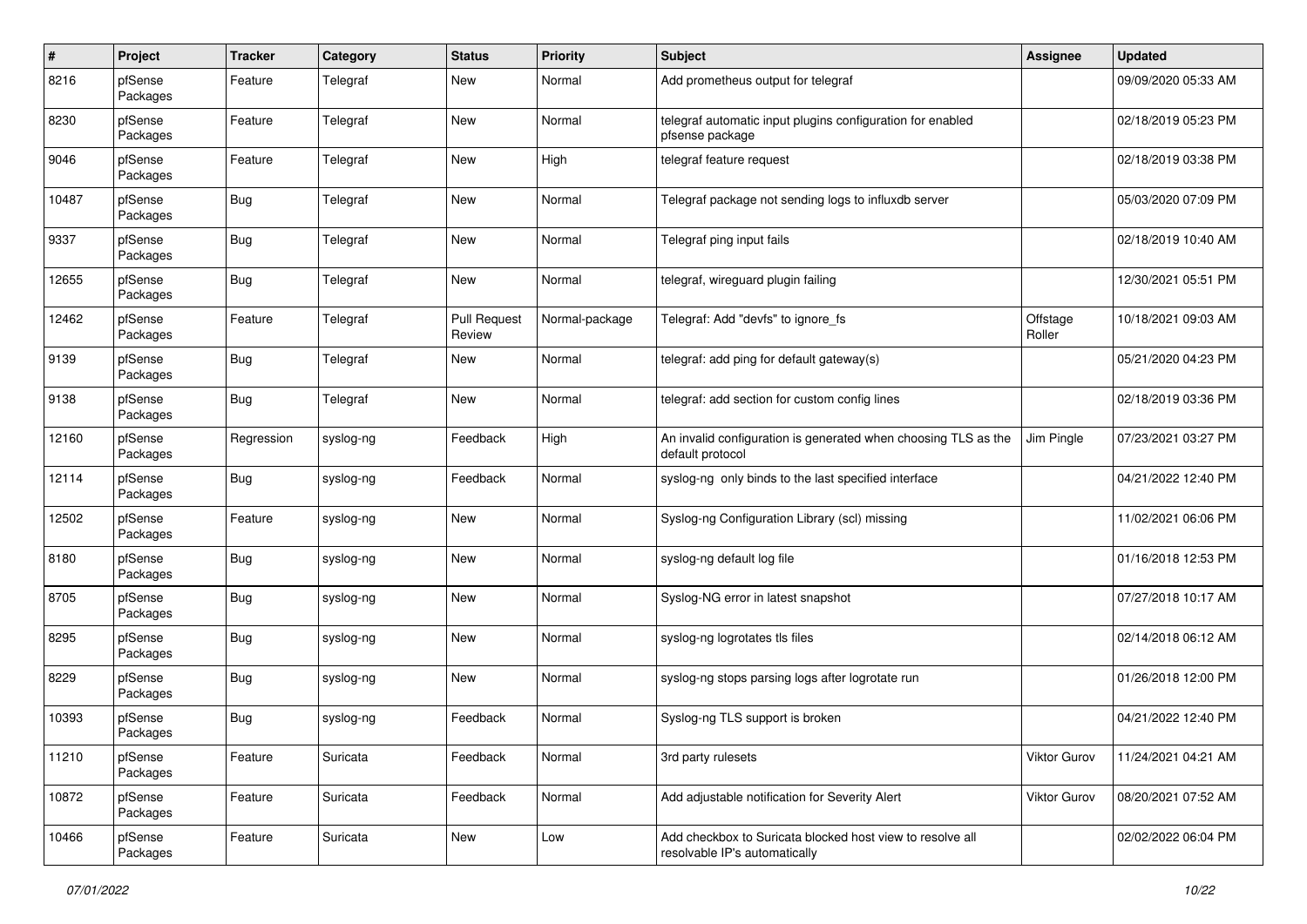| # | Project | Tracker | Category | Status | Priority | Subject | Assignee | Updated |
|---|---|---|---|---|---|---|---|---|
| 8216 | pfSense Packages | Feature | Telegraf | New | Normal | Add prometheus output for telegraf | | 09/09/2020 05:33 AM |
| 8230 | pfSense Packages | Feature | Telegraf | New | Normal | telegraf automatic input plugins configuration for enabled pfsense package | | 02/18/2019 05:23 PM |
| 9046 | pfSense Packages | Feature | Telegraf | New | High | telegraf feature request | | 02/18/2019 03:38 PM |
| 10487 | pfSense Packages | Bug | Telegraf | New | Normal | Telegraf package not sending logs to influxdb server | | 05/03/2020 07:09 PM |
| 9337 | pfSense Packages | Bug | Telegraf | New | Normal | Telegraf ping input fails | | 02/18/2019 10:40 AM |
| 12655 | pfSense Packages | Bug | Telegraf | New | Normal | telegraf, wireguard plugin failing | | 12/30/2021 05:51 PM |
| 12462 | pfSense Packages | Feature | Telegraf | Pull Request Review | Normal-package | Telegraf: Add "devfs" to ignore_fs | Offstage Roller | 10/18/2021 09:03 AM |
| 9139 | pfSense Packages | Bug | Telegraf | New | Normal | telegraf: add ping for default gateway(s) | | 05/21/2020 04:23 PM |
| 9138 | pfSense Packages | Bug | Telegraf | New | Normal | telegraf: add section for custom config lines | | 02/18/2019 03:36 PM |
| 12160 | pfSense Packages | Regression | syslog-ng | Feedback | High | An invalid configuration is generated when choosing TLS as the default protocol | Jim Pingle | 07/23/2021 03:27 PM |
| 12114 | pfSense Packages | Bug | syslog-ng | Feedback | Normal | syslog-ng only binds to the last specified interface | | 04/21/2022 12:40 PM |
| 12502 | pfSense Packages | Feature | syslog-ng | New | Normal | Syslog-ng Configuration Library (scl) missing | | 11/02/2021 06:06 PM |
| 8180 | pfSense Packages | Bug | syslog-ng | New | Normal | syslog-ng default log file | | 01/16/2018 12:53 PM |
| 8705 | pfSense Packages | Bug | syslog-ng | New | Normal | Syslog-NG error in latest snapshot | | 07/27/2018 10:17 AM |
| 8295 | pfSense Packages | Bug | syslog-ng | New | Normal | syslog-ng logrotates tls files | | 02/14/2018 06:12 AM |
| 8229 | pfSense Packages | Bug | syslog-ng | New | Normal | syslog-ng stops parsing logs after logrotate run | | 01/26/2018 12:00 PM |
| 10393 | pfSense Packages | Bug | syslog-ng | Feedback | Normal | Syslog-ng TLS support is broken | | 04/21/2022 12:40 PM |
| 11210 | pfSense Packages | Feature | Suricata | Feedback | Normal | 3rd party rulesets | Viktor Gurov | 11/24/2021 04:21 AM |
| 10872 | pfSense Packages | Feature | Suricata | Feedback | Normal | Add adjustable notification for Severity Alert | Viktor Gurov | 08/20/2021 07:52 AM |
| 10466 | pfSense Packages | Feature | Suricata | New | Low | Add checkbox to Suricata blocked host view to resolve all resolvable IP's automatically | | 02/02/2022 06:04 PM |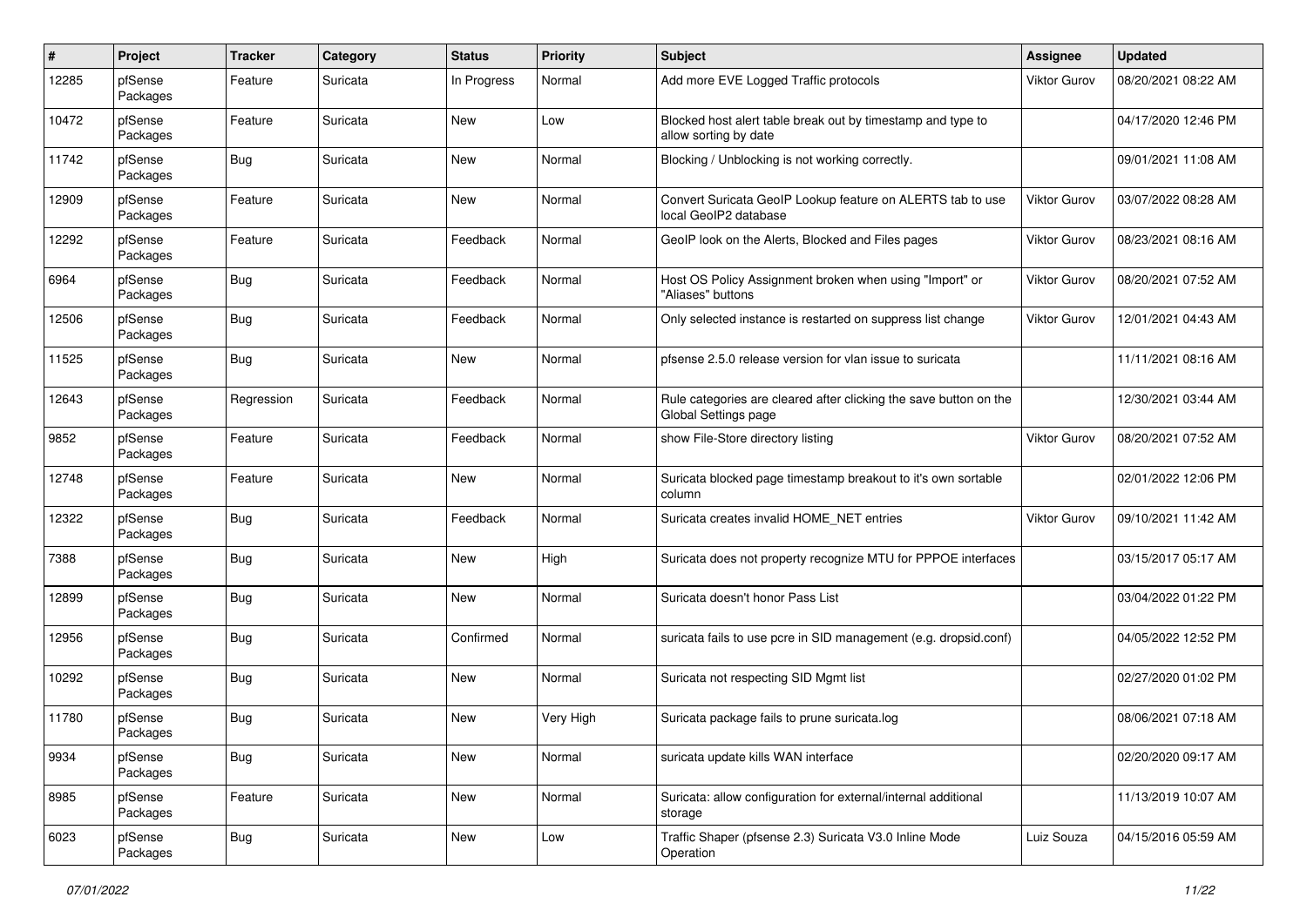| # | Project | Tracker | Category | Status | Priority | Subject | Assignee | Updated |
|---|---|---|---|---|---|---|---|---|
| 12285 | pfSense Packages | Feature | Suricata | In Progress | Normal | Add more EVE Logged Traffic protocols | Viktor Gurov | 08/20/2021 08:22 AM |
| 10472 | pfSense Packages | Feature | Suricata | New | Low | Blocked host alert table break out by timestamp and type to allow sorting by date | | 04/17/2020 12:46 PM |
| 11742 | pfSense Packages | Bug | Suricata | New | Normal | Blocking / Unblocking is not working correctly. | | 09/01/2021 11:08 AM |
| 12909 | pfSense Packages | Feature | Suricata | New | Normal | Convert Suricata GeoIP Lookup feature on ALERTS tab to use local GeoIP2 database | Viktor Gurov | 03/07/2022 08:28 AM |
| 12292 | pfSense Packages | Feature | Suricata | Feedback | Normal | GeoIP look on the Alerts, Blocked and Files pages | Viktor Gurov | 08/23/2021 08:16 AM |
| 6964 | pfSense Packages | Bug | Suricata | Feedback | Normal | Host OS Policy Assignment broken when using "Import" or "Aliases" buttons | Viktor Gurov | 08/20/2021 07:52 AM |
| 12506 | pfSense Packages | Bug | Suricata | Feedback | Normal | Only selected instance is restarted on suppress list change | Viktor Gurov | 12/01/2021 04:43 AM |
| 11525 | pfSense Packages | Bug | Suricata | New | Normal | pfsense 2.5.0 release version for vlan issue to suricata | | 11/11/2021 08:16 AM |
| 12643 | pfSense Packages | Regression | Suricata | Feedback | Normal | Rule categories are cleared after clicking the save button on the Global Settings page | | 12/30/2021 03:44 AM |
| 9852 | pfSense Packages | Feature | Suricata | Feedback | Normal | show File-Store directory listing | Viktor Gurov | 08/20/2021 07:52 AM |
| 12748 | pfSense Packages | Feature | Suricata | New | Normal | Suricata blocked page timestamp breakout to it's own sortable column | | 02/01/2022 12:06 PM |
| 12322 | pfSense Packages | Bug | Suricata | Feedback | Normal | Suricata creates invalid HOME_NET entries | Viktor Gurov | 09/10/2021 11:42 AM |
| 7388 | pfSense Packages | Bug | Suricata | New | High | Suricata does not property recognize MTU for PPPOE interfaces | | 03/15/2017 05:17 AM |
| 12899 | pfSense Packages | Bug | Suricata | New | Normal | Suricata doesn't honor Pass List | | 03/04/2022 01:22 PM |
| 12956 | pfSense Packages | Bug | Suricata | Confirmed | Normal | suricata fails to use pcre in SID management (e.g. dropsid.conf) | | 04/05/2022 12:52 PM |
| 10292 | pfSense Packages | Bug | Suricata | New | Normal | Suricata not respecting SID Mgmt list | | 02/27/2020 01:02 PM |
| 11780 | pfSense Packages | Bug | Suricata | New | Very High | Suricata package fails to prune suricata.log | | 08/06/2021 07:18 AM |
| 9934 | pfSense Packages | Bug | Suricata | New | Normal | suricata update kills WAN interface | | 02/20/2020 09:17 AM |
| 8985 | pfSense Packages | Feature | Suricata | New | Normal | Suricata: allow configuration for external/internal additional storage | | 11/13/2019 10:07 AM |
| 6023 | pfSense Packages | Bug | Suricata | New | Low | Traffic Shaper (pfsense 2.3) Suricata V3.0 Inline Mode Operation | Luiz Souza | 04/15/2016 05:59 AM |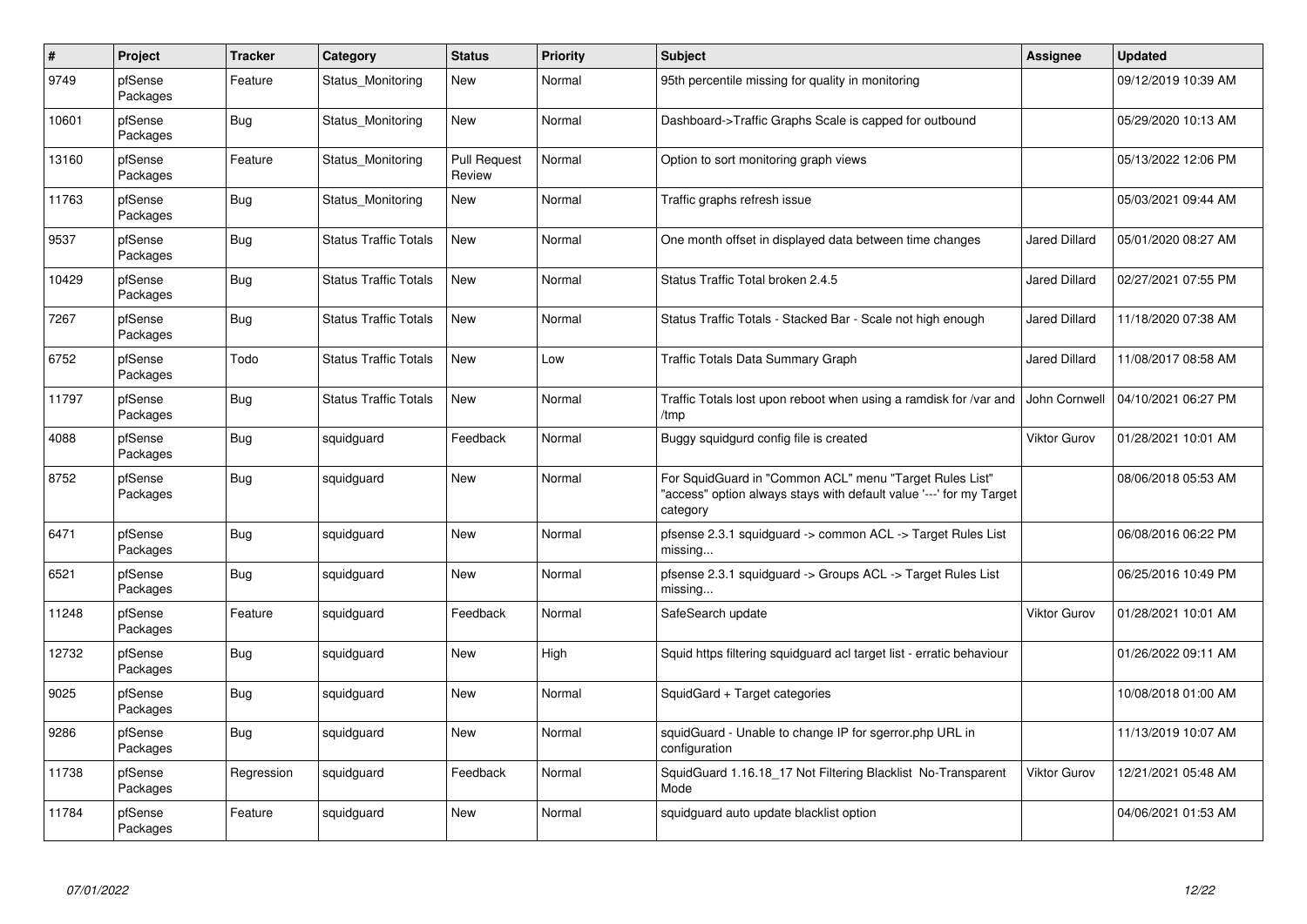| # | Project | Tracker | Category | Status | Priority | Subject | Assignee | Updated |
|---|---|---|---|---|---|---|---|---|
| 9749 | pfSense Packages | Feature | Status_Monitoring | New | Normal | 95th percentile missing for quality in monitoring | | 09/12/2019 10:39 AM |
| 10601 | pfSense Packages | Bug | Status_Monitoring | New | Normal | Dashboard->Traffic Graphs Scale is capped for outbound | | 05/29/2020 10:13 AM |
| 13160 | pfSense Packages | Feature | Status_Monitoring | Pull Request Review | Normal | Option to sort monitoring graph views | | 05/13/2022 12:06 PM |
| 11763 | pfSense Packages | Bug | Status_Monitoring | New | Normal | Traffic graphs refresh issue | | 05/03/2021 09:44 AM |
| 9537 | pfSense Packages | Bug | Status Traffic Totals | New | Normal | One month offset in displayed data between time changes | Jared Dillard | 05/01/2020 08:27 AM |
| 10429 | pfSense Packages | Bug | Status Traffic Totals | New | Normal | Status Traffic Total broken 2.4.5 | Jared Dillard | 02/27/2021 07:55 PM |
| 7267 | pfSense Packages | Bug | Status Traffic Totals | New | Normal | Status Traffic Totals - Stacked Bar - Scale not high enough | Jared Dillard | 11/18/2020 07:38 AM |
| 6752 | pfSense Packages | Todo | Status Traffic Totals | New | Low | Traffic Totals Data Summary Graph | Jared Dillard | 11/08/2017 08:58 AM |
| 11797 | pfSense Packages | Bug | Status Traffic Totals | New | Normal | Traffic Totals lost upon reboot when using a ramdisk for /var and /tmp | John Cornwell | 04/10/2021 06:27 PM |
| 4088 | pfSense Packages | Bug | squidguard | Feedback | Normal | Buggy squidgurd config file is created | Viktor Gurov | 01/28/2021 10:01 AM |
| 8752 | pfSense Packages | Bug | squidguard | New | Normal | For SquidGuard in "Common ACL" menu "Target Rules List" "access" option always stays with default value '---' for my Target category | | 08/06/2018 05:53 AM |
| 6471 | pfSense Packages | Bug | squidguard | New | Normal | pfsense 2.3.1 squidguard -> common ACL -> Target Rules List missing... | | 06/08/2016 06:22 PM |
| 6521 | pfSense Packages | Bug | squidguard | New | Normal | pfsense 2.3.1 squidguard -> Groups ACL -> Target Rules List missing... | | 06/25/2016 10:49 PM |
| 11248 | pfSense Packages | Feature | squidguard | Feedback | Normal | SafeSearch update | Viktor Gurov | 01/28/2021 10:01 AM |
| 12732 | pfSense Packages | Bug | squidguard | New | High | Squid https filtering squidguard acl target list - erratic behaviour | | 01/26/2022 09:11 AM |
| 9025 | pfSense Packages | Bug | squidguard | New | Normal | SquidGard + Target categories | | 10/08/2018 01:00 AM |
| 9286 | pfSense Packages | Bug | squidguard | New | Normal | squidGuard - Unable to change IP for sgerror.php URL in configuration | | 11/13/2019 10:07 AM |
| 11738 | pfSense Packages | Regression | squidguard | Feedback | Normal | SquidGuard 1.16.18_17 Not Filtering Blacklist No-Transparent Mode | Viktor Gurov | 12/21/2021 05:48 AM |
| 11784 | pfSense Packages | Feature | squidguard | New | Normal | squidguard auto update blacklist option | | 04/06/2021 01:53 AM |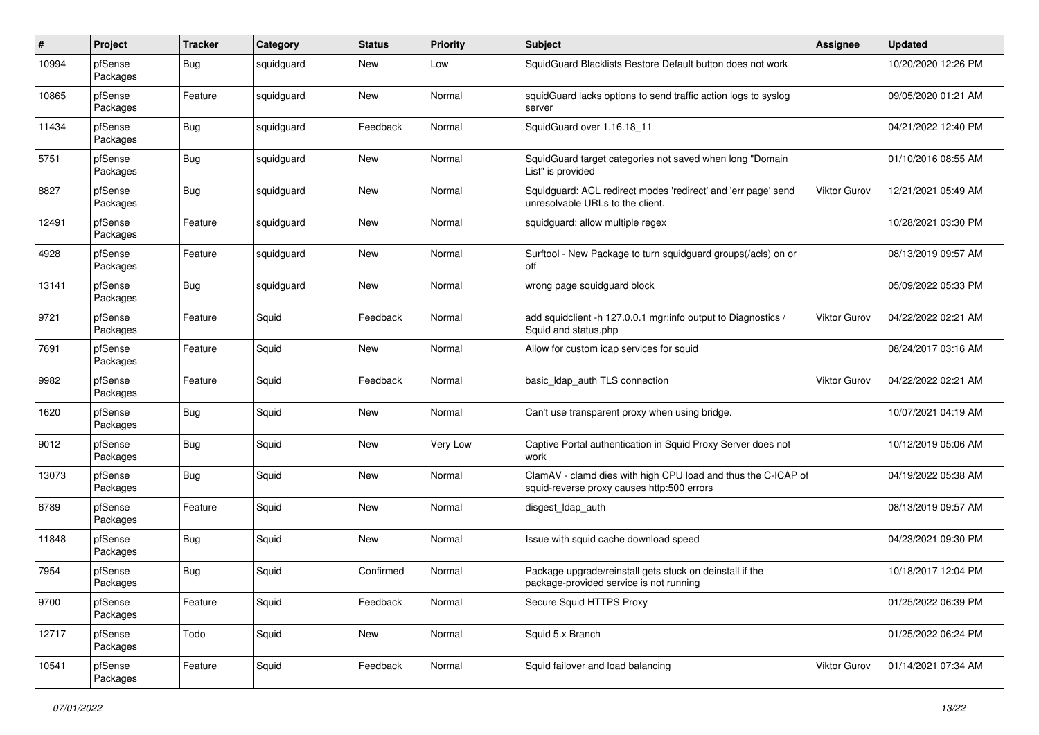| # | Project | Tracker | Category | Status | Priority | Subject | Assignee | Updated |
|---|---|---|---|---|---|---|---|---|
| 10994 | pfSense Packages | Bug | squidguard | New | Low | SquidGuard Blacklists Restore Default button does not work | | 10/20/2020 12:26 PM |
| 10865 | pfSense Packages | Feature | squidguard | New | Normal | squidGuard lacks options to send traffic action logs to syslog server | | 09/05/2020 01:21 AM |
| 11434 | pfSense Packages | Bug | squidguard | Feedback | Normal | SquidGuard over 1.16.18_11 | | 04/21/2022 12:40 PM |
| 5751 | pfSense Packages | Bug | squidguard | New | Normal | SquidGuard target categories not saved when long "Domain List" is provided | | 01/10/2016 08:55 AM |
| 8827 | pfSense Packages | Bug | squidguard | New | Normal | Squidguard: ACL redirect modes 'redirect' and 'err page' send unresolvable URLs to the client. | Viktor Gurov | 12/21/2021 05:49 AM |
| 12491 | pfSense Packages | Feature | squidguard | New | Normal | squidguard: allow multiple regex | | 10/28/2021 03:30 PM |
| 4928 | pfSense Packages | Feature | squidguard | New | Normal | Surftool - New Package to turn squidguard groups(/acls) on or off | | 08/13/2019 09:57 AM |
| 13141 | pfSense Packages | Bug | squidguard | New | Normal | wrong page squidguard block | | 05/09/2022 05:33 PM |
| 9721 | pfSense Packages | Feature | Squid | Feedback | Normal | add squidclient -h 127.0.0.1 mgr:info output to Diagnostics / Squid and status.php | Viktor Gurov | 04/22/2022 02:21 AM |
| 7691 | pfSense Packages | Feature | Squid | New | Normal | Allow for custom icap services for squid | | 08/24/2017 03:16 AM |
| 9982 | pfSense Packages | Feature | Squid | Feedback | Normal | basic_ldap_auth TLS connection | Viktor Gurov | 04/22/2022 02:21 AM |
| 1620 | pfSense Packages | Bug | Squid | New | Normal | Can't use transparent proxy when using bridge. | | 10/07/2021 04:19 AM |
| 9012 | pfSense Packages | Bug | Squid | New | Very Low | Captive Portal authentication in Squid Proxy Server does not work | | 10/12/2019 05:06 AM |
| 13073 | pfSense Packages | Bug | Squid | New | Normal | ClamAV - clamd dies with high CPU load and thus the C-ICAP of squid-reverse proxy causes http:500 errors | | 04/19/2022 05:38 AM |
| 6789 | pfSense Packages | Feature | Squid | New | Normal | disgest_ldap_auth | | 08/13/2019 09:57 AM |
| 11848 | pfSense Packages | Bug | Squid | New | Normal | Issue with squid cache download speed | | 04/23/2021 09:30 PM |
| 7954 | pfSense Packages | Bug | Squid | Confirmed | Normal | Package upgrade/reinstall gets stuck on deinstall if the package-provided service is not running | | 10/18/2017 12:04 PM |
| 9700 | pfSense Packages | Feature | Squid | Feedback | Normal | Secure Squid HTTPS Proxy | | 01/25/2022 06:39 PM |
| 12717 | pfSense Packages | Todo | Squid | New | Normal | Squid 5.x Branch | | 01/25/2022 06:24 PM |
| 10541 | pfSense Packages | Feature | Squid | Feedback | Normal | Squid failover and load balancing | Viktor Gurov | 01/14/2021 07:34 AM |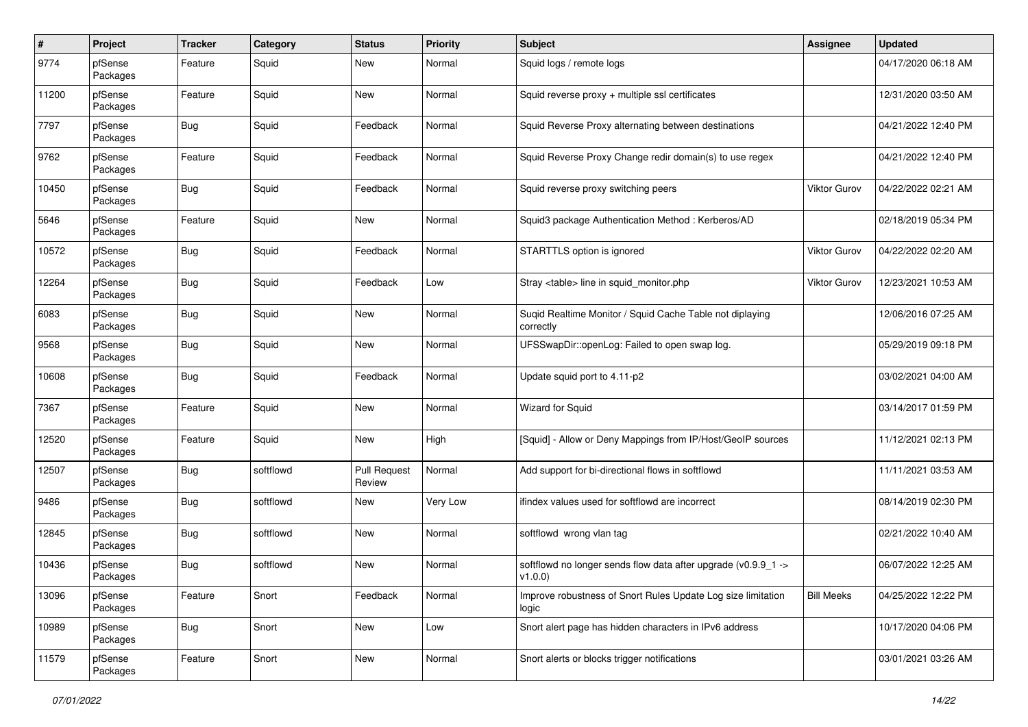| # | Project | Tracker | Category | Status | Priority | Subject | Assignee | Updated |
|---|---|---|---|---|---|---|---|---|
| 9774 | pfSense Packages | Feature | Squid | New | Normal | Squid logs / remote logs | | 04/17/2020 06:18 AM |
| 11200 | pfSense Packages | Feature | Squid | New | Normal | Squid reverse proxy + multiple ssl certificates | | 12/31/2020 03:50 AM |
| 7797 | pfSense Packages | Bug | Squid | Feedback | Normal | Squid Reverse Proxy alternating between destinations | | 04/21/2022 12:40 PM |
| 9762 | pfSense Packages | Feature | Squid | Feedback | Normal | Squid Reverse Proxy Change redir domain(s) to use regex | | 04/21/2022 12:40 PM |
| 10450 | pfSense Packages | Bug | Squid | Feedback | Normal | Squid reverse proxy switching peers | Viktor Gurov | 04/22/2022 02:21 AM |
| 5646 | pfSense Packages | Feature | Squid | New | Normal | Squid3 package Authentication Method : Kerberos/AD | | 02/18/2019 05:34 PM |
| 10572 | pfSense Packages | Bug | Squid | Feedback | Normal | STARTTLS option is ignored | Viktor Gurov | 04/22/2022 02:20 AM |
| 12264 | pfSense Packages | Bug | Squid | Feedback | Low | Stray <table> line in squid_monitor.php | Viktor Gurov | 12/23/2021 10:53 AM |
| 6083 | pfSense Packages | Bug | Squid | New | Normal | Suqid Realtime Monitor / Squid Cache Table not diplaying correctly | | 12/06/2016 07:25 AM |
| 9568 | pfSense Packages | Bug | Squid | New | Normal | UFSSwapDir::openLog: Failed to open swap log. | | 05/29/2019 09:18 PM |
| 10608 | pfSense Packages | Bug | Squid | Feedback | Normal | Update squid port to 4.11-p2 | | 03/02/2021 04:00 AM |
| 7367 | pfSense Packages | Feature | Squid | New | Normal | Wizard for Squid | | 03/14/2017 01:59 PM |
| 12520 | pfSense Packages | Feature | Squid | New | High | [Squid] - Allow or Deny Mappings from IP/Host/GeoIP sources | | 11/12/2021 02:13 PM |
| 12507 | pfSense Packages | Bug | softflowd | Pull Request Review | Normal | Add support for bi-directional flows in softflowd | | 11/11/2021 03:53 AM |
| 9486 | pfSense Packages | Bug | softflowd | New | Very Low | ifindex values used for softflowd are incorrect | | 08/14/2019 02:30 PM |
| 12845 | pfSense Packages | Bug | softflowd | New | Normal | softflowd wrong vlan tag | | 02/21/2022 10:40 AM |
| 10436 | pfSense Packages | Bug | softflowd | New | Normal | softflowd no longer sends flow data after upgrade (v0.9.9_1 -> v1.0.0) | | 06/07/2022 12:25 AM |
| 13096 | pfSense Packages | Feature | Snort | Feedback | Normal | Improve robustness of Snort Rules Update Log size limitation logic | Bill Meeks | 04/25/2022 12:22 PM |
| 10989 | pfSense Packages | Bug | Snort | New | Low | Snort alert page has hidden characters in IPv6 address | | 10/17/2020 04:06 PM |
| 11579 | pfSense Packages | Feature | Snort | New | Normal | Snort alerts or blocks trigger notifications | | 03/01/2021 03:26 AM |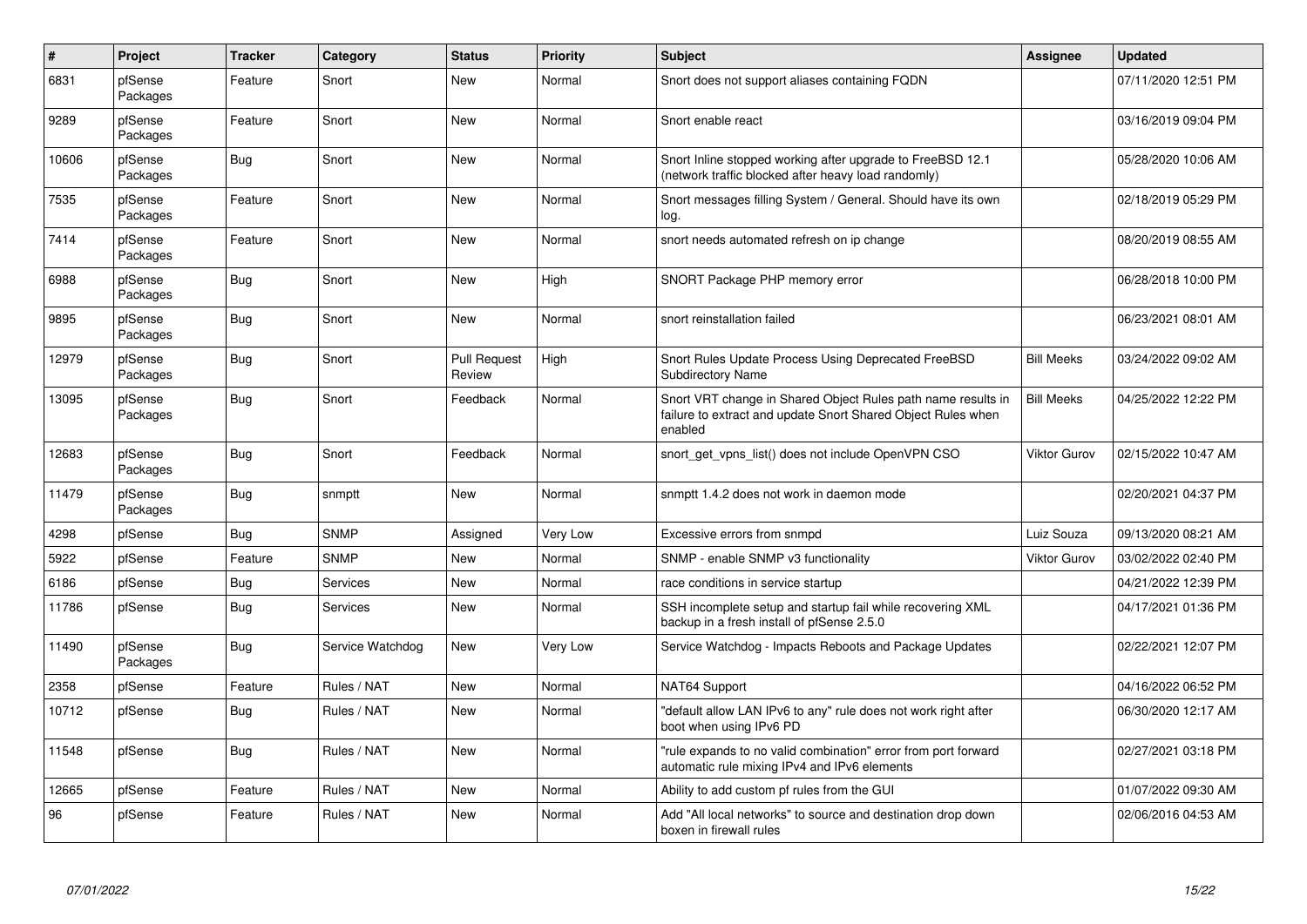| # | Project | Tracker | Category | Status | Priority | Subject | Assignee | Updated |
|---|---|---|---|---|---|---|---|---|
| 6831 | pfSense Packages | Feature | Snort | New | Normal | Snort does not support aliases containing FQDN | | 07/11/2020 12:51 PM |
| 9289 | pfSense Packages | Feature | Snort | New | Normal | Snort enable react | | 03/16/2019 09:04 PM |
| 10606 | pfSense Packages | Bug | Snort | New | Normal | Snort Inline stopped working after upgrade to FreeBSD 12.1 (network traffic blocked after heavy load randomly) | | 05/28/2020 10:06 AM |
| 7535 | pfSense Packages | Feature | Snort | New | Normal | Snort messages filling System / General. Should have its own log. | | 02/18/2019 05:29 PM |
| 7414 | pfSense Packages | Feature | Snort | New | Normal | snort needs automated refresh on ip change | | 08/20/2019 08:55 AM |
| 6988 | pfSense Packages | Bug | Snort | New | High | SNORT Package PHP memory error | | 06/28/2018 10:00 PM |
| 9895 | pfSense Packages | Bug | Snort | New | Normal | snort reinstallation failed | | 06/23/2021 08:01 AM |
| 12979 | pfSense Packages | Bug | Snort | Pull Request Review | High | Snort Rules Update Process Using Deprecated FreeBSD Subdirectory Name | Bill Meeks | 03/24/2022 09:02 AM |
| 13095 | pfSense Packages | Bug | Snort | Feedback | Normal | Snort VRT change in Shared Object Rules path name results in failure to extract and update Snort Shared Object Rules when enabled | Bill Meeks | 04/25/2022 12:22 PM |
| 12683 | pfSense Packages | Bug | Snort | Feedback | Normal | snort_get_vpns_list() does not include OpenVPN CSO | Viktor Gurov | 02/15/2022 10:47 AM |
| 11479 | pfSense Packages | Bug | snmptt | New | Normal | snmptt 1.4.2 does not work in daemon mode | | 02/20/2021 04:37 PM |
| 4298 | pfSense | Bug | SNMP | Assigned | Very Low | Excessive errors from snmpd | Luiz Souza | 09/13/2020 08:21 AM |
| 5922 | pfSense | Feature | SNMP | New | Normal | SNMP - enable SNMP v3 functionality | Viktor Gurov | 03/02/2022 02:40 PM |
| 6186 | pfSense | Bug | Services | New | Normal | race conditions in service startup | | 04/21/2022 12:39 PM |
| 11786 | pfSense | Bug | Services | New | Normal | SSH incomplete setup and startup fail while recovering XML backup in a fresh install of pfSense 2.5.0 | | 04/17/2021 01:36 PM |
| 11490 | pfSense Packages | Bug | Service Watchdog | New | Very Low | Service Watchdog - Impacts Reboots and Package Updates | | 02/22/2021 12:07 PM |
| 2358 | pfSense | Feature | Rules / NAT | New | Normal | NAT64 Support | | 04/16/2022 06:52 PM |
| 10712 | pfSense | Bug | Rules / NAT | New | Normal | "default allow LAN IPv6 to any" rule does not work right after boot when using IPv6 PD | | 06/30/2020 12:17 AM |
| 11548 | pfSense | Bug | Rules / NAT | New | Normal | "rule expands to no valid combination" error from port forward automatic rule mixing IPv4 and IPv6 elements | | 02/27/2021 03:18 PM |
| 12665 | pfSense | Feature | Rules / NAT | New | Normal | Ability to add custom pf rules from the GUI | | 01/07/2022 09:30 AM |
| 96 | pfSense | Feature | Rules / NAT | New | Normal | Add "All local networks" to source and destination drop down boxen in firewall rules | | 02/06/2016 04:53 AM |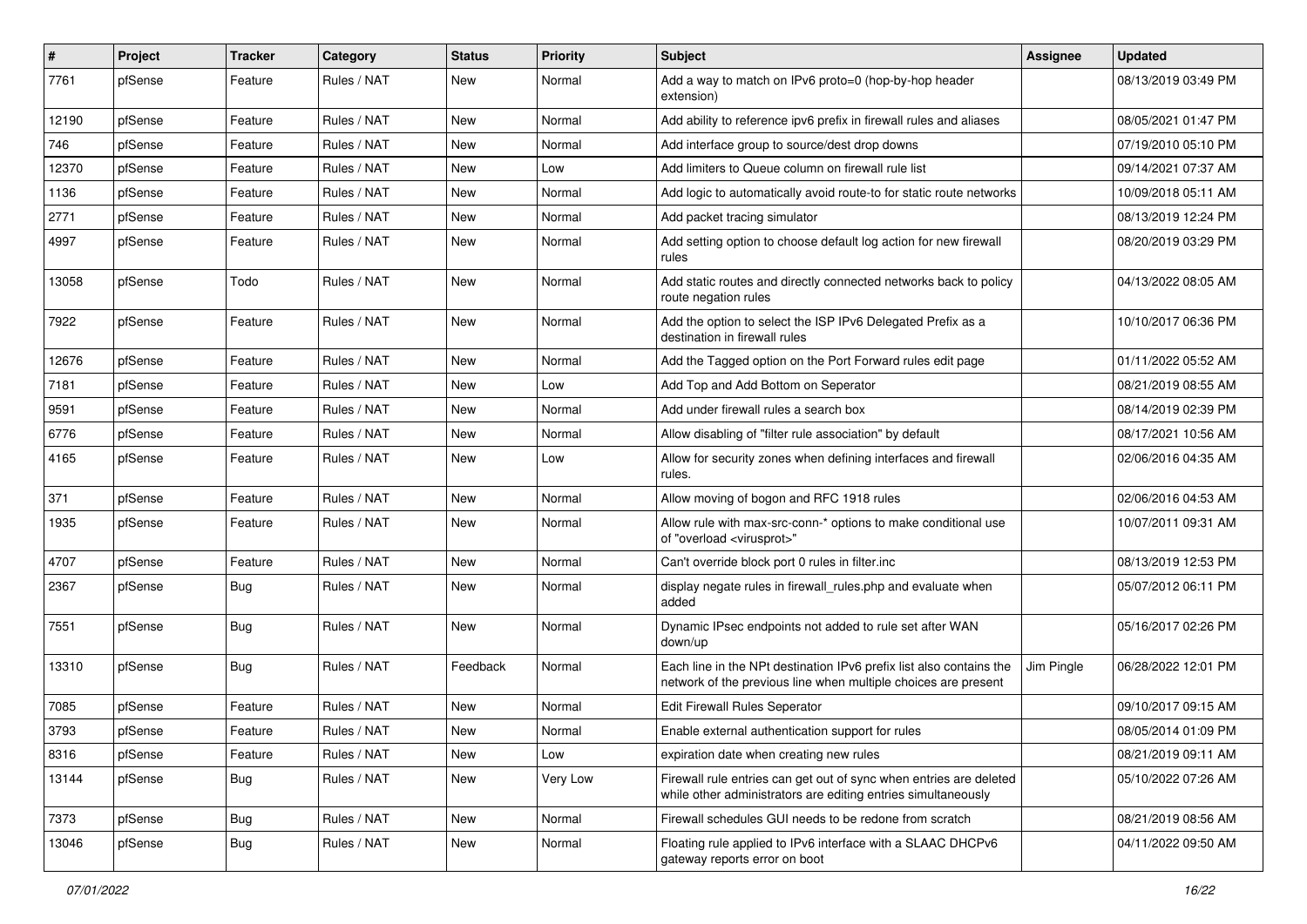| # | Project | Tracker | Category | Status | Priority | Subject | Assignee | Updated |
|---|---|---|---|---|---|---|---|---|
| 7761 | pfSense | Feature | Rules / NAT | New | Normal | Add a way to match on IPv6 proto=0 (hop-by-hop header extension) | | 08/13/2019 03:49 PM |
| 12190 | pfSense | Feature | Rules / NAT | New | Normal | Add ability to reference ipv6 prefix in firewall rules and aliases | | 08/05/2021 01:47 PM |
| 746 | pfSense | Feature | Rules / NAT | New | Normal | Add interface group to source/dest drop downs | | 07/19/2010 05:10 PM |
| 12370 | pfSense | Feature | Rules / NAT | New | Low | Add limiters to Queue column on firewall rule list | | 09/14/2021 07:37 AM |
| 1136 | pfSense | Feature | Rules / NAT | New | Normal | Add logic to automatically avoid route-to for static route networks | | 10/09/2018 05:11 AM |
| 2771 | pfSense | Feature | Rules / NAT | New | Normal | Add packet tracing simulator | | 08/13/2019 12:24 PM |
| 4997 | pfSense | Feature | Rules / NAT | New | Normal | Add setting option to choose default log action for new firewall rules | | 08/20/2019 03:29 PM |
| 13058 | pfSense | Todo | Rules / NAT | New | Normal | Add static routes and directly connected networks back to policy route negation rules | | 04/13/2022 08:05 AM |
| 7922 | pfSense | Feature | Rules / NAT | New | Normal | Add the option to select the ISP IPv6 Delegated Prefix as a destination in firewall rules | | 10/10/2017 06:36 PM |
| 12676 | pfSense | Feature | Rules / NAT | New | Normal | Add the Tagged option on the Port Forward rules edit page | | 01/11/2022 05:52 AM |
| 7181 | pfSense | Feature | Rules / NAT | New | Low | Add Top and Add Bottom on Seperator | | 08/21/2019 08:55 AM |
| 9591 | pfSense | Feature | Rules / NAT | New | Normal | Add under firewall rules a search box | | 08/14/2019 02:39 PM |
| 6776 | pfSense | Feature | Rules / NAT | New | Normal | Allow disabling of "filter rule association" by default | | 08/17/2021 10:56 AM |
| 4165 | pfSense | Feature | Rules / NAT | New | Low | Allow for security zones when defining interfaces and firewall rules. | | 02/06/2016 04:35 AM |
| 371 | pfSense | Feature | Rules / NAT | New | Normal | Allow moving of bogon and RFC 1918 rules | | 02/06/2016 04:53 AM |
| 1935 | pfSense | Feature | Rules / NAT | New | Normal | Allow rule with max-src-conn-* options to make conditional use of "overload <virusprot>" | | 10/07/2011 09:31 AM |
| 4707 | pfSense | Feature | Rules / NAT | New | Normal | Can't override block port 0 rules in filter.inc | | 08/13/2019 12:53 PM |
| 2367 | pfSense | Bug | Rules / NAT | New | Normal | display negate rules in firewall_rules.php and evaluate when added | | 05/07/2012 06:11 PM |
| 7551 | pfSense | Bug | Rules / NAT | New | Normal | Dynamic IPsec endpoints not added to rule set after WAN down/up | | 05/16/2017 02:26 PM |
| 13310 | pfSense | Bug | Rules / NAT | Feedback | Normal | Each line in the NPt destination IPv6 prefix list also contains the network of the previous line when multiple choices are present | Jim Pingle | 06/28/2022 12:01 PM |
| 7085 | pfSense | Feature | Rules / NAT | New | Normal | Edit Firewall Rules Seperator | | 09/10/2017 09:15 AM |
| 3793 | pfSense | Feature | Rules / NAT | New | Normal | Enable external authentication support for rules | | 08/05/2014 01:09 PM |
| 8316 | pfSense | Feature | Rules / NAT | New | Low | expiration date when creating new rules | | 08/21/2019 09:11 AM |
| 13144 | pfSense | Bug | Rules / NAT | New | Very Low | Firewall rule entries can get out of sync when entries are deleted while other administrators are editing entries simultaneously | | 05/10/2022 07:26 AM |
| 7373 | pfSense | Bug | Rules / NAT | New | Normal | Firewall schedules GUI needs to be redone from scratch | | 08/21/2019 08:56 AM |
| 13046 | pfSense | Bug | Rules / NAT | New | Normal | Floating rule applied to IPv6 interface with a SLAAC DHCPv6 gateway reports error on boot | | 04/11/2022 09:50 AM |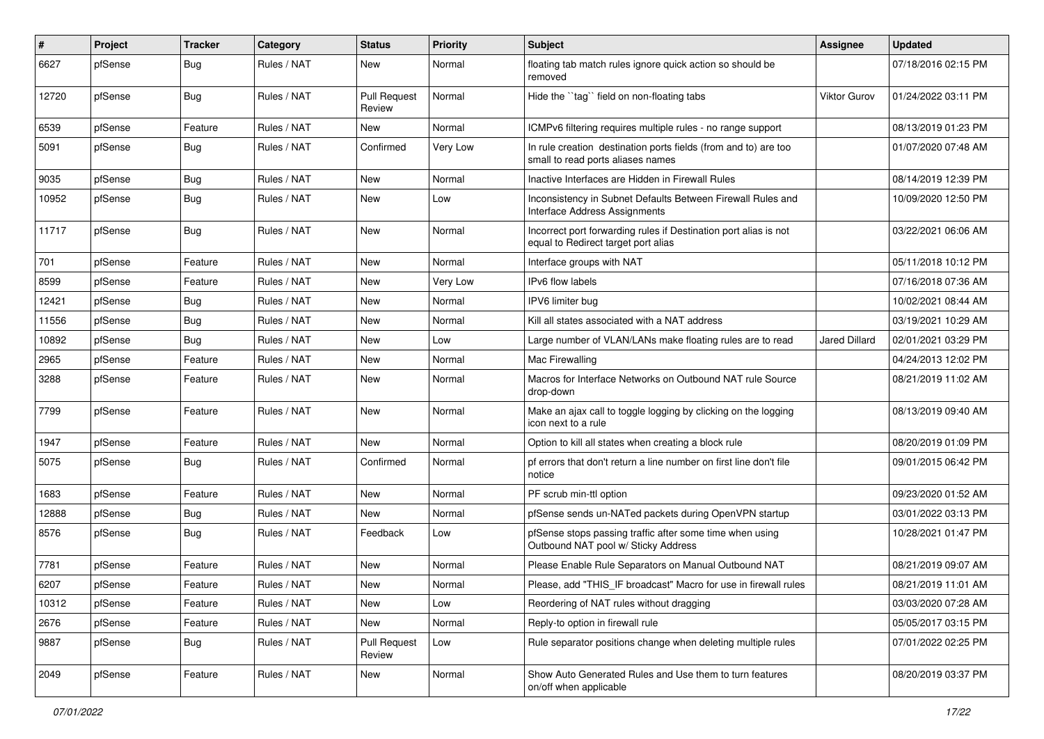| # | Project | Tracker | Category | Status | Priority | Subject | Assignee | Updated |
|---|---|---|---|---|---|---|---|---|
| 6627 | pfSense | Bug | Rules / NAT | New | Normal | floating tab match rules ignore quick action so should be removed | | 07/18/2016 02:15 PM |
| 12720 | pfSense | Bug | Rules / NAT | Pull Request Review | Normal | Hide the ``tag`` field on non-floating tabs | Viktor Gurov | 01/24/2022 03:11 PM |
| 6539 | pfSense | Feature | Rules / NAT | New | Normal | ICMPv6 filtering requires multiple rules - no range support | | 08/13/2019 01:23 PM |
| 5091 | pfSense | Bug | Rules / NAT | Confirmed | Very Low | In rule creation destination ports fields (from and to) are too small to read ports aliases names | | 01/07/2020 07:48 AM |
| 9035 | pfSense | Bug | Rules / NAT | New | Normal | Inactive Interfaces are Hidden in Firewall Rules | | 08/14/2019 12:39 PM |
| 10952 | pfSense | Bug | Rules / NAT | New | Low | Inconsistency in Subnet Defaults Between Firewall Rules and Interface Address Assignments | | 10/09/2020 12:50 PM |
| 11717 | pfSense | Bug | Rules / NAT | New | Normal | Incorrect port forwarding rules if Destination port alias is not equal to Redirect target port alias | | 03/22/2021 06:06 AM |
| 701 | pfSense | Feature | Rules / NAT | New | Normal | Interface groups with NAT | | 05/11/2018 10:12 PM |
| 8599 | pfSense | Feature | Rules / NAT | New | Very Low | IPv6 flow labels | | 07/16/2018 07:36 AM |
| 12421 | pfSense | Bug | Rules / NAT | New | Normal | IPV6 limiter bug | | 10/02/2021 08:44 AM |
| 11556 | pfSense | Bug | Rules / NAT | New | Normal | Kill all states associated with a NAT address | | 03/19/2021 10:29 AM |
| 10892 | pfSense | Bug | Rules / NAT | New | Low | Large number of VLAN/LANs make floating rules are to read | Jared Dillard | 02/01/2021 03:29 PM |
| 2965 | pfSense | Feature | Rules / NAT | New | Normal | Mac Firewalling | | 04/24/2013 12:02 PM |
| 3288 | pfSense | Feature | Rules / NAT | New | Normal | Macros for Interface Networks on Outbound NAT rule Source drop-down | | 08/21/2019 11:02 AM |
| 7799 | pfSense | Feature | Rules / NAT | New | Normal | Make an ajax call to toggle logging by clicking on the logging icon next to a rule | | 08/13/2019 09:40 AM |
| 1947 | pfSense | Feature | Rules / NAT | New | Normal | Option to kill all states when creating a block rule | | 08/20/2019 01:09 PM |
| 5075 | pfSense | Bug | Rules / NAT | Confirmed | Normal | pf errors that don't return a line number on first line don't file notice | | 09/01/2015 06:42 PM |
| 1683 | pfSense | Feature | Rules / NAT | New | Normal | PF scrub min-ttl option | | 09/23/2020 01:52 AM |
| 12888 | pfSense | Bug | Rules / NAT | New | Normal | pfSense sends un-NATed packets during OpenVPN startup | | 03/01/2022 03:13 PM |
| 8576 | pfSense | Bug | Rules / NAT | Feedback | Low | pfSense stops passing traffic after some time when using Outbound NAT pool w/ Sticky Address | | 10/28/2021 01:47 PM |
| 7781 | pfSense | Feature | Rules / NAT | New | Normal | Please Enable Rule Separators on Manual Outbound NAT | | 08/21/2019 09:07 AM |
| 6207 | pfSense | Feature | Rules / NAT | New | Normal | Please, add "THIS_IF broadcast" Macro for use in firewall rules | | 08/21/2019 11:01 AM |
| 10312 | pfSense | Feature | Rules / NAT | New | Low | Reordering of NAT rules without dragging | | 03/03/2020 07:28 AM |
| 2676 | pfSense | Feature | Rules / NAT | New | Normal | Reply-to option in firewall rule | | 05/05/2017 03:15 PM |
| 9887 | pfSense | Bug | Rules / NAT | Pull Request Review | Low | Rule separator positions change when deleting multiple rules | | 07/01/2022 02:25 PM |
| 2049 | pfSense | Feature | Rules / NAT | New | Normal | Show Auto Generated Rules and Use them to turn features on/off when applicable | | 08/20/2019 03:37 PM |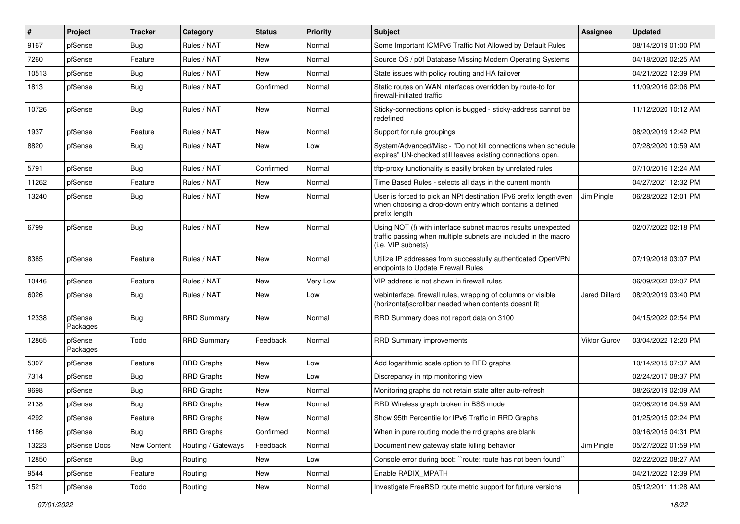| # | Project | Tracker | Category | Status | Priority | Subject | Assignee | Updated |
|---|---|---|---|---|---|---|---|---|
| 9167 | pfSense | Bug | Rules / NAT | New | Normal | Some Important ICMPv6 Traffic Not Allowed by Default Rules | | 08/14/2019 01:00 PM |
| 7260 | pfSense | Feature | Rules / NAT | New | Normal | Source OS / p0f Database Missing Modern Operating Systems | | 04/18/2020 02:25 AM |
| 10513 | pfSense | Bug | Rules / NAT | New | Normal | State issues with policy routing and HA failover | | 04/21/2022 12:39 PM |
| 1813 | pfSense | Bug | Rules / NAT | Confirmed | Normal | Static routes on WAN interfaces overridden by route-to for firewall-initiated traffic | | 11/09/2016 02:06 PM |
| 10726 | pfSense | Bug | Rules / NAT | New | Normal | Sticky-connections option is bugged - sticky-address cannot be redefined | | 11/12/2020 10:12 AM |
| 1937 | pfSense | Feature | Rules / NAT | New | Normal | Support for rule groupings | | 08/20/2019 12:42 PM |
| 8820 | pfSense | Bug | Rules / NAT | New | Low | System/Advanced/Misc - "Do not kill connections when schedule expires" UN-checked still leaves existing connections open. | | 07/28/2020 10:59 AM |
| 5791 | pfSense | Bug | Rules / NAT | Confirmed | Normal | tftp-proxy functionality is easilly broken by unrelated rules | | 07/10/2016 12:24 AM |
| 11262 | pfSense | Feature | Rules / NAT | New | Normal | Time Based Rules - selects all days in the current month | | 04/27/2021 12:32 PM |
| 13240 | pfSense | Bug | Rules / NAT | New | Normal | User is forced to pick an NPt destination IPv6 prefix length even when choosing a drop-down entry which contains a defined prefix length | Jim Pingle | 06/28/2022 12:01 PM |
| 6799 | pfSense | Bug | Rules / NAT | New | Normal | Using NOT (!) with interface subnet macros results unexpected traffic passing when multiple subnets are included in the macro (i.e. VIP subnets) | | 02/07/2022 02:18 PM |
| 8385 | pfSense | Feature | Rules / NAT | New | Normal | Utilize IP addresses from successfully authenticated OpenVPN endpoints to Update Firewall Rules | | 07/19/2018 03:07 PM |
| 10446 | pfSense | Feature | Rules / NAT | New | Very Low | VIP address is not shown in firewall rules | | 06/09/2022 02:07 PM |
| 6026 | pfSense | Bug | Rules / NAT | New | Low | webinterface, firewall rules, wrapping of columns or visible (horizontal)scrollbar needed when contents doesnt fit | Jared Dillard | 08/20/2019 03:40 PM |
| 12338 | pfSense Packages | Bug | RRD Summary | New | Normal | RRD Summary does not report data on 3100 | | 04/15/2022 02:54 PM |
| 12865 | pfSense Packages | Todo | RRD Summary | Feedback | Normal | RRD Summary improvements | Viktor Gurov | 03/04/2022 12:20 PM |
| 5307 | pfSense | Feature | RRD Graphs | New | Low | Add logarithmic scale option to RRD graphs | | 10/14/2015 07:37 AM |
| 7314 | pfSense | Bug | RRD Graphs | New | Low | Discrepancy in ntp monitoring view | | 02/24/2017 08:37 PM |
| 9698 | pfSense | Bug | RRD Graphs | New | Normal | Monitoring graphs do not retain state after auto-refresh | | 08/26/2019 02:09 AM |
| 2138 | pfSense | Bug | RRD Graphs | New | Normal | RRD Wireless graph broken in BSS mode | | 02/06/2016 04:59 AM |
| 4292 | pfSense | Feature | RRD Graphs | New | Normal | Show 95th Percentile for IPv6 Traffic in RRD Graphs | | 01/25/2015 02:24 PM |
| 1186 | pfSense | Bug | RRD Graphs | Confirmed | Normal | When in pure routing mode the rrd graphs are blank | | 09/16/2015 04:31 PM |
| 13223 | pfSense Docs | New Content | Routing / Gateways | Feedback | Normal | Document new gateway state killing behavior | Jim Pingle | 05/27/2022 01:59 PM |
| 12850 | pfSense | Bug | Routing | New | Low | Console error during boot: ``route: route has not been found`` | | 02/22/2022 08:27 AM |
| 9544 | pfSense | Feature | Routing | New | Normal | Enable RADIX_MPATH | | 04/21/2022 12:39 PM |
| 1521 | pfSense | Todo | Routing | New | Normal | Investigate FreeBSD route metric support for future versions | | 05/12/2011 11:28 AM |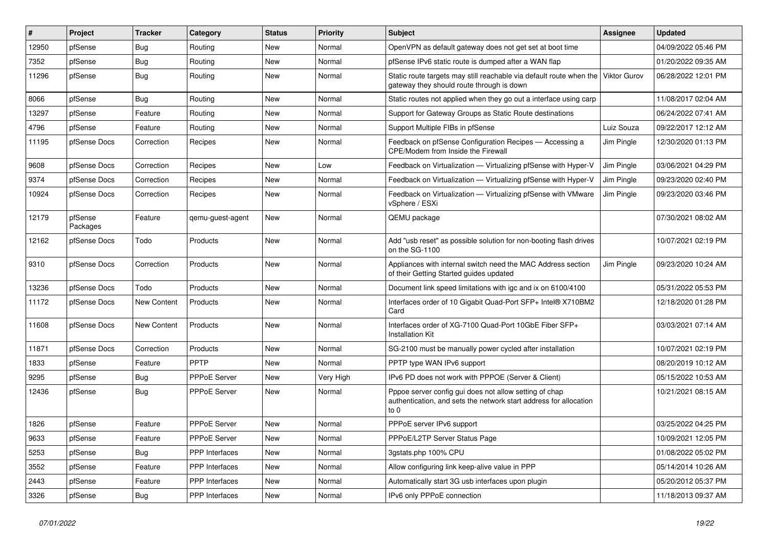| # | Project | Tracker | Category | Status | Priority | Subject | Assignee | Updated |
|---|---|---|---|---|---|---|---|---|
| 12950 | pfSense | Bug | Routing | New | Normal | OpenVPN as default gateway does not get set at boot time | | 04/09/2022 05:46 PM |
| 7352 | pfSense | Bug | Routing | New | Normal | pfSense IPv6 static route is dumped after a WAN flap | | 01/20/2022 09:35 AM |
| 11296 | pfSense | Bug | Routing | New | Normal | Static route targets may still reachable via default route when the gateway they should route through is down | Viktor Gurov | 06/28/2022 12:01 PM |
| 8066 | pfSense | Bug | Routing | New | Normal | Static routes not applied when they go out a interface using carp | | 11/08/2017 02:04 AM |
| 13297 | pfSense | Feature | Routing | New | Normal | Support for Gateway Groups as Static Route destinations | | 06/24/2022 07:41 AM |
| 4796 | pfSense | Feature | Routing | New | Normal | Support Multiple FIBs in pfSense | Luiz Souza | 09/22/2017 12:12 AM |
| 11195 | pfSense Docs | Correction | Recipes | New | Normal | Feedback on pfSense Configuration Recipes — Accessing a CPE/Modem from Inside the Firewall | Jim Pingle | 12/30/2020 01:13 PM |
| 9608 | pfSense Docs | Correction | Recipes | New | Low | Feedback on Virtualization — Virtualizing pfSense with Hyper-V | Jim Pingle | 03/06/2021 04:29 PM |
| 9374 | pfSense Docs | Correction | Recipes | New | Normal | Feedback on Virtualization — Virtualizing pfSense with Hyper-V | Jim Pingle | 09/23/2020 02:40 PM |
| 10924 | pfSense Docs | Correction | Recipes | New | Normal | Feedback on Virtualization — Virtualizing pfSense with VMware vSphere / ESXi | Jim Pingle | 09/23/2020 03:46 PM |
| 12179 | pfSense Packages | Feature | qemu-guest-agent | New | Normal | QEMU package | | 07/30/2021 08:02 AM |
| 12162 | pfSense Docs | Todo | Products | New | Normal | Add "usb reset" as possible solution for non-booting flash drives on the SG-1100 | | 10/07/2021 02:19 PM |
| 9310 | pfSense Docs | Correction | Products | New | Normal | Appliances with internal switch need the MAC Address section of their Getting Started guides updated | Jim Pingle | 09/23/2020 10:24 AM |
| 13236 | pfSense Docs | Todo | Products | New | Normal | Document link speed limitations with igc and ix on 6100/4100 | | 05/31/2022 05:53 PM |
| 11172 | pfSense Docs | New Content | Products | New | Normal | Interfaces order of 10 Gigabit Quad-Port SFP+ Intel® X710BM2 Card | | 12/18/2020 01:28 PM |
| 11608 | pfSense Docs | New Content | Products | New | Normal | Interfaces order of XG-7100 Quad-Port 10GbE Fiber SFP+ Installation Kit | | 03/03/2021 07:14 AM |
| 11871 | pfSense Docs | Correction | Products | New | Normal | SG-2100 must be manually power cycled after installation | | 10/07/2021 02:19 PM |
| 1833 | pfSense | Feature | PPTP | New | Normal | PPTP type WAN IPv6 support | | 08/20/2019 10:12 AM |
| 9295 | pfSense | Bug | PPPoE Server | New | Very High | IPv6 PD does not work with PPPOE (Server & Client) | | 05/15/2022 10:53 AM |
| 12436 | pfSense | Bug | PPPoE Server | New | Normal | Pppoe server config gui does not allow setting of chap authentication, and sets the network start address for allocation to 0 | | 10/21/2021 08:15 AM |
| 1826 | pfSense | Feature | PPPoE Server | New | Normal | PPPoE server IPv6 support | | 03/25/2022 04:25 PM |
| 9633 | pfSense | Feature | PPPoE Server | New | Normal | PPPoE/L2TP Server Status Page | | 10/09/2021 12:05 PM |
| 5253 | pfSense | Bug | PPP Interfaces | New | Normal | 3gstats.php 100% CPU | | 01/08/2022 05:02 PM |
| 3552 | pfSense | Feature | PPP Interfaces | New | Normal | Allow configuring link keep-alive value in PPP | | 05/14/2014 10:26 AM |
| 2443 | pfSense | Feature | PPP Interfaces | New | Normal | Automatically start 3G usb interfaces upon plugin | | 05/20/2012 05:37 PM |
| 3326 | pfSense | Bug | PPP Interfaces | New | Normal | IPv6 only PPPoE connection | | 11/18/2013 09:37 AM |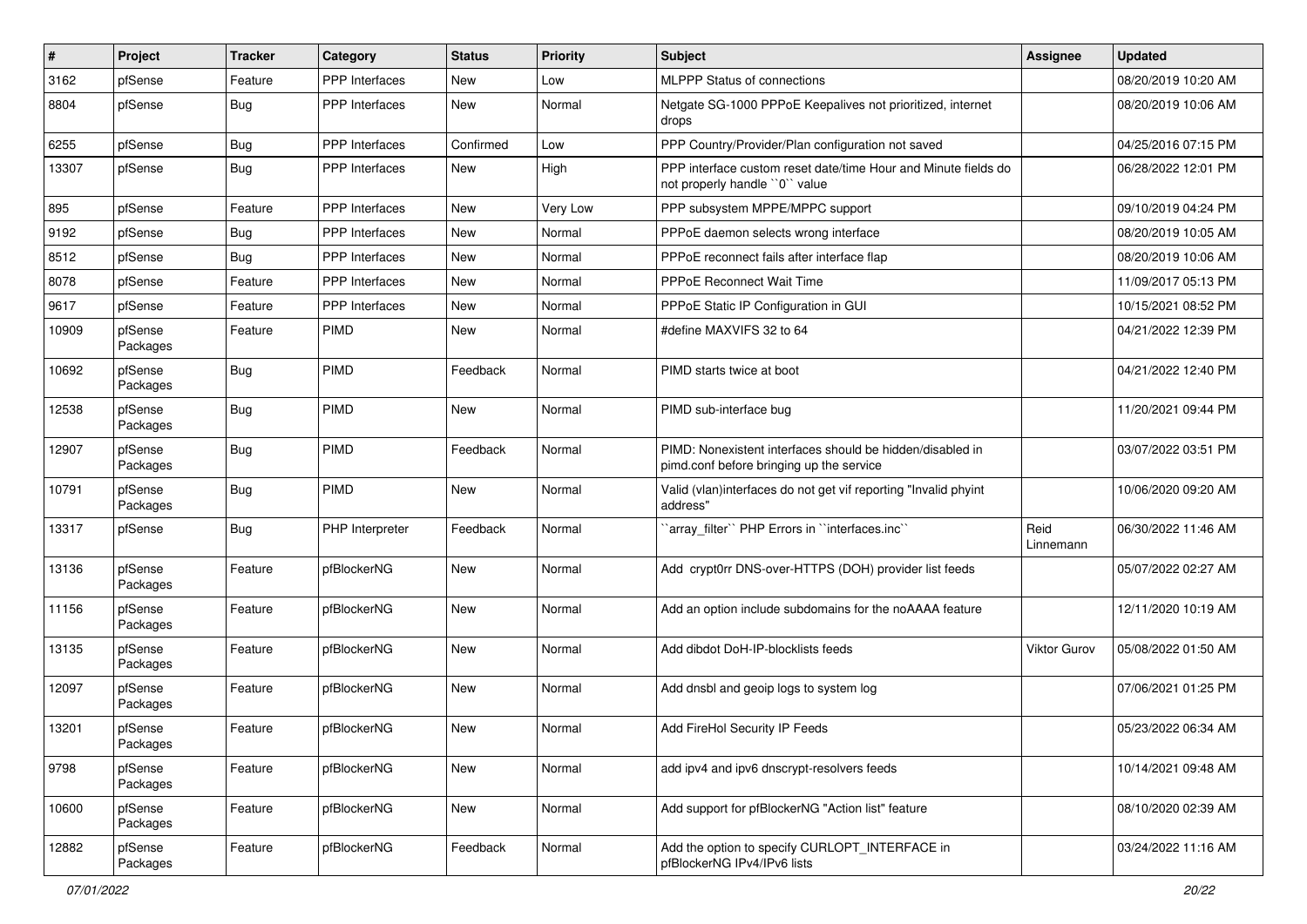| # | Project | Tracker | Category | Status | Priority | Subject | Assignee | Updated |
|---|---|---|---|---|---|---|---|---|
| 3162 | pfSense | Feature | PPP Interfaces | New | Low | MLPPP Status of connections | | 08/20/2019 10:20 AM |
| 8804 | pfSense | Bug | PPP Interfaces | New | Normal | Netgate SG-1000 PPPoE Keepalives not prioritized, internet drops | | 08/20/2019 10:06 AM |
| 6255 | pfSense | Bug | PPP Interfaces | Confirmed | Low | PPP Country/Provider/Plan configuration not saved | | 04/25/2016 07:15 PM |
| 13307 | pfSense | Bug | PPP Interfaces | New | High | PPP interface custom reset date/time Hour and Minute fields do not properly handle ``0`` value | | 06/28/2022 12:01 PM |
| 895 | pfSense | Feature | PPP Interfaces | New | Very Low | PPP subsystem MPPE/MPPC support | | 09/10/2019 04:24 PM |
| 9192 | pfSense | Bug | PPP Interfaces | New | Normal | PPPoE daemon selects wrong interface | | 08/20/2019 10:05 AM |
| 8512 | pfSense | Bug | PPP Interfaces | New | Normal | PPPoE reconnect fails after interface flap | | 08/20/2019 10:06 AM |
| 8078 | pfSense | Feature | PPP Interfaces | New | Normal | PPPoE Reconnect Wait Time | | 11/09/2017 05:13 PM |
| 9617 | pfSense | Feature | PPP Interfaces | New | Normal | PPPoE Static IP Configuration in GUI | | 10/15/2021 08:52 PM |
| 10909 | pfSense Packages | Feature | PIMD | New | Normal | #define MAXVIFS 32 to 64 | | 04/21/2022 12:39 PM |
| 10692 | pfSense Packages | Bug | PIMD | Feedback | Normal | PIMD starts twice at boot | | 04/21/2022 12:40 PM |
| 12538 | pfSense Packages | Bug | PIMD | New | Normal | PIMD sub-interface bug | | 11/20/2021 09:44 PM |
| 12907 | pfSense Packages | Bug | PIMD | Feedback | Normal | PIMD: Nonexistent interfaces should be hidden/disabled in pimd.conf before bringing up the service | | 03/07/2022 03:51 PM |
| 10791 | pfSense Packages | Bug | PIMD | New | Normal | Valid (vlan)interfaces do not get vif reporting "Invalid phyint address" | | 10/06/2020 09:20 AM |
| 13317 | pfSense | Bug | PHP Interpreter | Feedback | Normal | ``array_filter`` PHP Errors in ``interfaces.inc`` | Reid Linnemann | 06/30/2022 11:46 AM |
| 13136 | pfSense Packages | Feature | pfBlockerNG | New | Normal | Add crypt0rr DNS-over-HTTPS (DOH) provider list feeds | | 05/07/2022 02:27 AM |
| 11156 | pfSense Packages | Feature | pfBlockerNG | New | Normal | Add an option include subdomains for the noAAAA feature | | 12/11/2020 10:19 AM |
| 13135 | pfSense Packages | Feature | pfBlockerNG | New | Normal | Add dibdot DoH-IP-blocklists feeds | Viktor Gurov | 05/08/2022 01:50 AM |
| 12097 | pfSense Packages | Feature | pfBlockerNG | New | Normal | Add dnsbl and geoip logs to system log | | 07/06/2021 01:25 PM |
| 13201 | pfSense Packages | Feature | pfBlockerNG | New | Normal | Add FireHol Security IP Feeds | | 05/23/2022 06:34 AM |
| 9798 | pfSense Packages | Feature | pfBlockerNG | New | Normal | add ipv4 and ipv6 dnscrypt-resolvers feeds | | 10/14/2021 09:48 AM |
| 10600 | pfSense Packages | Feature | pfBlockerNG | New | Normal | Add support for pfBlockerNG "Action list" feature | | 08/10/2020 02:39 AM |
| 12882 | pfSense Packages | Feature | pfBlockerNG | Feedback | Normal | Add the option to specify CURLOPT_INTERFACE in pfBlockerNG IPv4/IPv6 lists | | 03/24/2022 11:16 AM |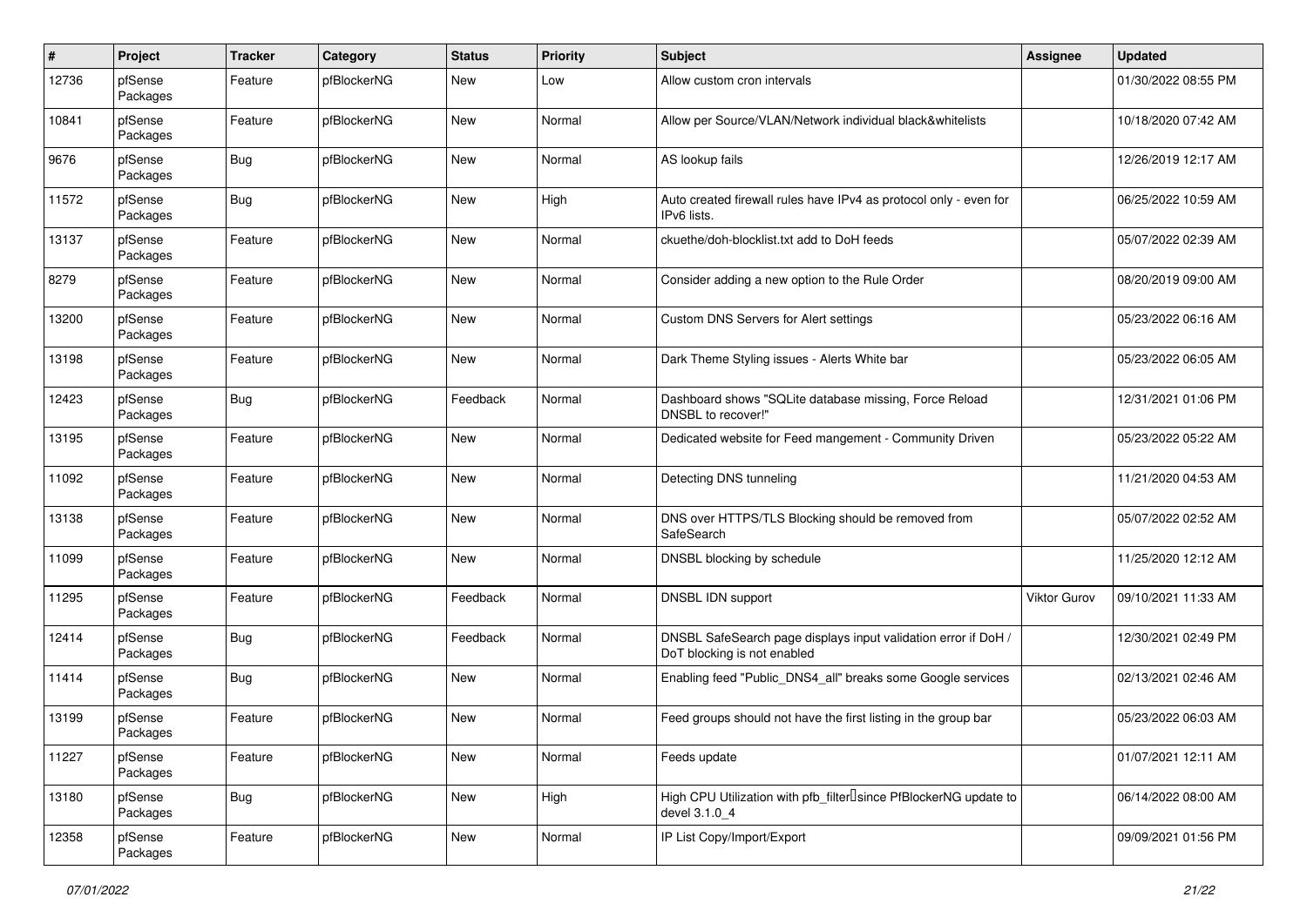| # | Project | Tracker | Category | Status | Priority | Subject | Assignee | Updated |
|---|---|---|---|---|---|---|---|---|
| 12736 | pfSense Packages | Feature | pfBlockerNG | New | Low | Allow custom cron intervals | | 01/30/2022 08:55 PM |
| 10841 | pfSense Packages | Feature | pfBlockerNG | New | Normal | Allow per Source/VLAN/Network individual black&whitelists | | 10/18/2020 07:42 AM |
| 9676 | pfSense Packages | Bug | pfBlockerNG | New | Normal | AS lookup fails | | 12/26/2019 12:17 AM |
| 11572 | pfSense Packages | Bug | pfBlockerNG | New | High | Auto created firewall rules have IPv4 as protocol only - even for IPv6 lists. | | 06/25/2022 10:59 AM |
| 13137 | pfSense Packages | Feature | pfBlockerNG | New | Normal | ckuethe/doh-blocklist.txt add to DoH feeds | | 05/07/2022 02:39 AM |
| 8279 | pfSense Packages | Feature | pfBlockerNG | New | Normal | Consider adding a new option to the Rule Order | | 08/20/2019 09:00 AM |
| 13200 | pfSense Packages | Feature | pfBlockerNG | New | Normal | Custom DNS Servers for Alert settings | | 05/23/2022 06:16 AM |
| 13198 | pfSense Packages | Feature | pfBlockerNG | New | Normal | Dark Theme Styling issues - Alerts White bar | | 05/23/2022 06:05 AM |
| 12423 | pfSense Packages | Bug | pfBlockerNG | Feedback | Normal | Dashboard shows "SQLite database missing, Force Reload DNSBL to recover!" | | 12/31/2021 01:06 PM |
| 13195 | pfSense Packages | Feature | pfBlockerNG | New | Normal | Dedicated website for Feed mangement - Community Driven | | 05/23/2022 05:22 AM |
| 11092 | pfSense Packages | Feature | pfBlockerNG | New | Normal | Detecting DNS tunneling | | 11/21/2020 04:53 AM |
| 13138 | pfSense Packages | Feature | pfBlockerNG | New | Normal | DNS over HTTPS/TLS Blocking should be removed from SafeSearch | | 05/07/2022 02:52 AM |
| 11099 | pfSense Packages | Feature | pfBlockerNG | New | Normal | DNSBL blocking by schedule | | 11/25/2020 12:12 AM |
| 11295 | pfSense Packages | Feature | pfBlockerNG | Feedback | Normal | DNSBL IDN support | Viktor Gurov | 09/10/2021 11:33 AM |
| 12414 | pfSense Packages | Bug | pfBlockerNG | Feedback | Normal | DNSBL SafeSearch page displays input validation error if DoH / DoT blocking is not enabled | | 12/30/2021 02:49 PM |
| 11414 | pfSense Packages | Bug | pfBlockerNG | New | Normal | Enabling feed "Public_DNS4_all" breaks some Google services | | 02/13/2021 02:46 AM |
| 13199 | pfSense Packages | Feature | pfBlockerNG | New | Normal | Feed groups should not have the first listing in the group bar | | 05/23/2022 06:03 AM |
| 11227 | pfSense Packages | Feature | pfBlockerNG | New | Normal | Feeds update | | 01/07/2021 12:11 AM |
| 13180 | pfSense Packages | Bug | pfBlockerNG | New | High | High CPU Utilization with pfb_filter since PfBlockerNG update to devel 3.1.0_4 | | 06/14/2022 08:00 AM |
| 12358 | pfSense Packages | Feature | pfBlockerNG | New | Normal | IP List Copy/Import/Export | | 09/09/2021 01:56 PM |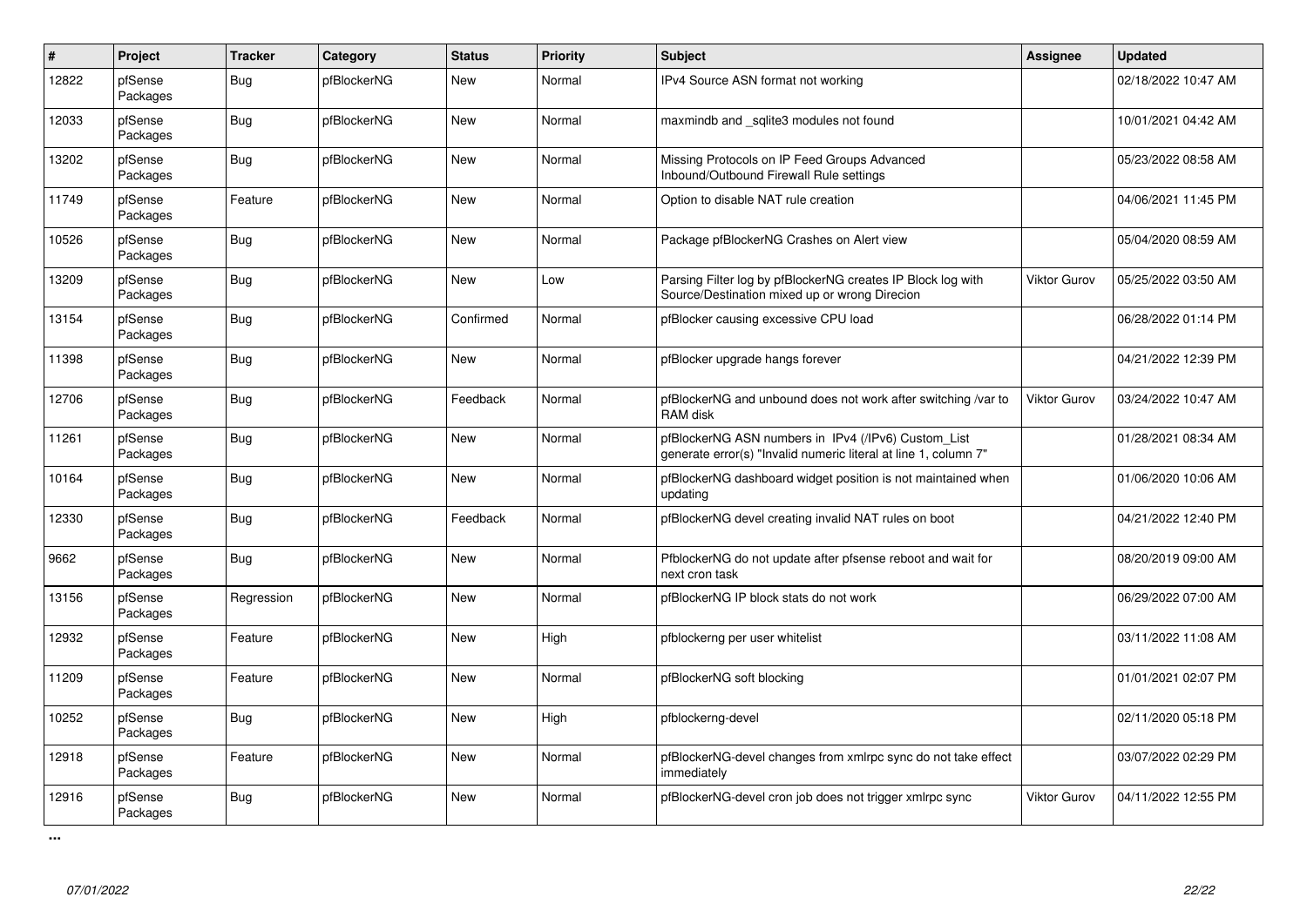| # | Project | Tracker | Category | Status | Priority | Subject | Assignee | Updated |
|---|---|---|---|---|---|---|---|---|
| 12822 | pfSense Packages | Bug | pfBlockerNG | New | Normal | IPv4 Source ASN format not working | | 02/18/2022 10:47 AM |
| 12033 | pfSense Packages | Bug | pfBlockerNG | New | Normal | maxmindb and _sqlite3 modules not found | | 10/01/2021 04:42 AM |
| 13202 | pfSense Packages | Bug | pfBlockerNG | New | Normal | Missing Protocols on IP Feed Groups Advanced Inbound/Outbound Firewall Rule settings | | 05/23/2022 08:58 AM |
| 11749 | pfSense Packages | Feature | pfBlockerNG | New | Normal | Option to disable NAT rule creation | | 04/06/2021 11:45 PM |
| 10526 | pfSense Packages | Bug | pfBlockerNG | New | Normal | Package pfBlockerNG Crashes on Alert view | | 05/04/2020 08:59 AM |
| 13209 | pfSense Packages | Bug | pfBlockerNG | New | Low | Parsing Filter log by pfBlockerNG creates IP Block log with Source/Destination mixed up or wrong Direcion | Viktor Gurov | 05/25/2022 03:50 AM |
| 13154 | pfSense Packages | Bug | pfBlockerNG | Confirmed | Normal | pfBlocker causing excessive CPU load | | 06/28/2022 01:14 PM |
| 11398 | pfSense Packages | Bug | pfBlockerNG | New | Normal | pfBlocker upgrade hangs forever | | 04/21/2022 12:39 PM |
| 12706 | pfSense Packages | Bug | pfBlockerNG | Feedback | Normal | pfBlockerNG and unbound does not work after switching /var to RAM disk | Viktor Gurov | 03/24/2022 10:47 AM |
| 11261 | pfSense Packages | Bug | pfBlockerNG | New | Normal | pfBlockerNG ASN numbers in IPv4 (/IPv6) Custom_List generate error(s) "Invalid numeric literal at line 1, column 7" | | 01/28/2021 08:34 AM |
| 10164 | pfSense Packages | Bug | pfBlockerNG | New | Normal | pfBlockerNG dashboard widget position is not maintained when updating | | 01/06/2020 10:06 AM |
| 12330 | pfSense Packages | Bug | pfBlockerNG | Feedback | Normal | pfBlockerNG devel creating invalid NAT rules on boot | | 04/21/2022 12:40 PM |
| 9662 | pfSense Packages | Bug | pfBlockerNG | New | Normal | PfblockerNG do not update after pfsense reboot and wait for next cron task | | 08/20/2019 09:00 AM |
| 13156 | pfSense Packages | Regression | pfBlockerNG | New | Normal | pfBlockerNG IP block stats do not work | | 06/29/2022 07:00 AM |
| 12932 | pfSense Packages | Feature | pfBlockerNG | New | High | pfblockerng per user whitelist | | 03/11/2022 11:08 AM |
| 11209 | pfSense Packages | Feature | pfBlockerNG | New | Normal | pfBlockerNG soft blocking | | 01/01/2021 02:07 PM |
| 10252 | pfSense Packages | Bug | pfBlockerNG | New | High | pfblockerng-devel | | 02/11/2020 05:18 PM |
| 12918 | pfSense Packages | Feature | pfBlockerNG | New | Normal | pfBlockerNG-devel changes from xmlrpc sync do not take effect immediately | | 03/07/2022 02:29 PM |
| 12916 | pfSense Packages | Bug | pfBlockerNG | New | Normal | pfBlockerNG-devel cron job does not trigger xmlrpc sync | Viktor Gurov | 04/11/2022 12:55 PM |

...